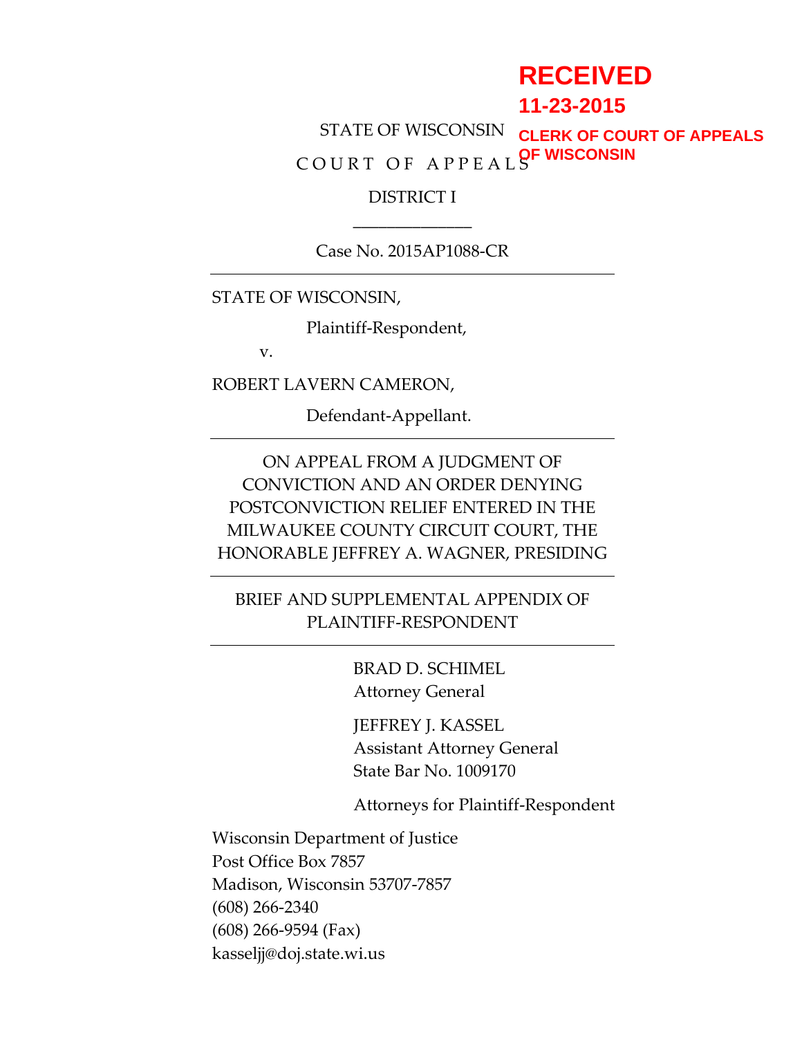RECEIVED

11-23-2015

CLERK OF COURT OF APPEALS OF WISCONSIN

STATE OF WISCONSIN

COURT OF APPEALS

DISTRICT I

---

Case No. 2015AP1088-CR

---

STATE OF WISCONSIN,

Plaintiff-Respondent,

v.

ROBERT LAVERN CAMERON,

Defendant-Appellant.

---

ON APPEAL FROM A JUDGMENT OF CONVICTION AND AN ORDER DENYING POSTCONVICTION RELIEF ENTERED IN THE MILWAUKEE COUNTY CIRCUIT COURT, THE HONORABLE JEFFREY A. WAGNER, PRESIDING

---

BRIEF AND SUPPLEMENTAL APPENDIX OF PLAINTIFF-RESPONDENT

---

BRAD D. SCHIMEL
Attorney General

JEFFREY J. KASSEL
Assistant Attorney General
State Bar No. 1009170

Attorneys for Plaintiff-Respondent

Wisconsin Department of Justice
Post Office Box 7857
Madison, Wisconsin 53707-7857
(608) 266-2340
(608) 266-9594 (Fax)
kasseljj@doj.state.wi.us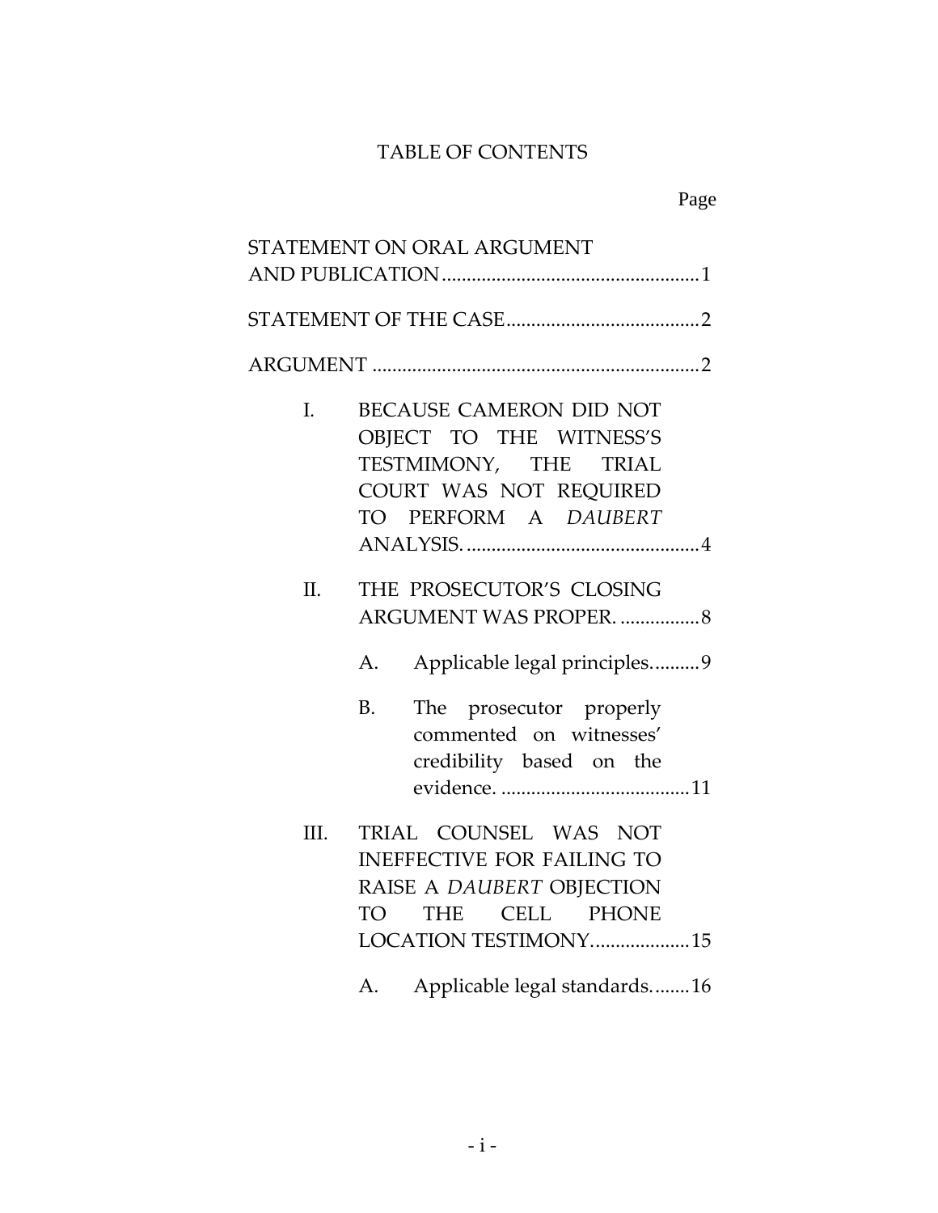# TABLE OF CONTENTS

Page

STATEMENT ON ORAL ARGUMENT AND PUBLICATION....................................................1

STATEMENT OF THE CASE.......................................2

ARGUMENT ..................................................................2

I. BECAUSE CAMERON DID NOT OBJECT TO THE WITNESS'S TESTMIMONY, THE TRIAL COURT WAS NOT REQUIRED TO PERFORM A *DAUBERT* ANALYSIS................................................4

II. THE PROSECUTOR'S CLOSING ARGUMENT WAS PROPER. ................8

A. Applicable legal principles..........9

B. The prosecutor properly commented on witnesses' credibility based on the evidence. .....................................11

III. TRIAL COUNSEL WAS NOT INEFFECTIVE FOR FAILING TO RAISE A *DAUBERT* OBJECTION TO THE CELL PHONE LOCATION TESTIMONY...................15

A. Applicable legal standards........16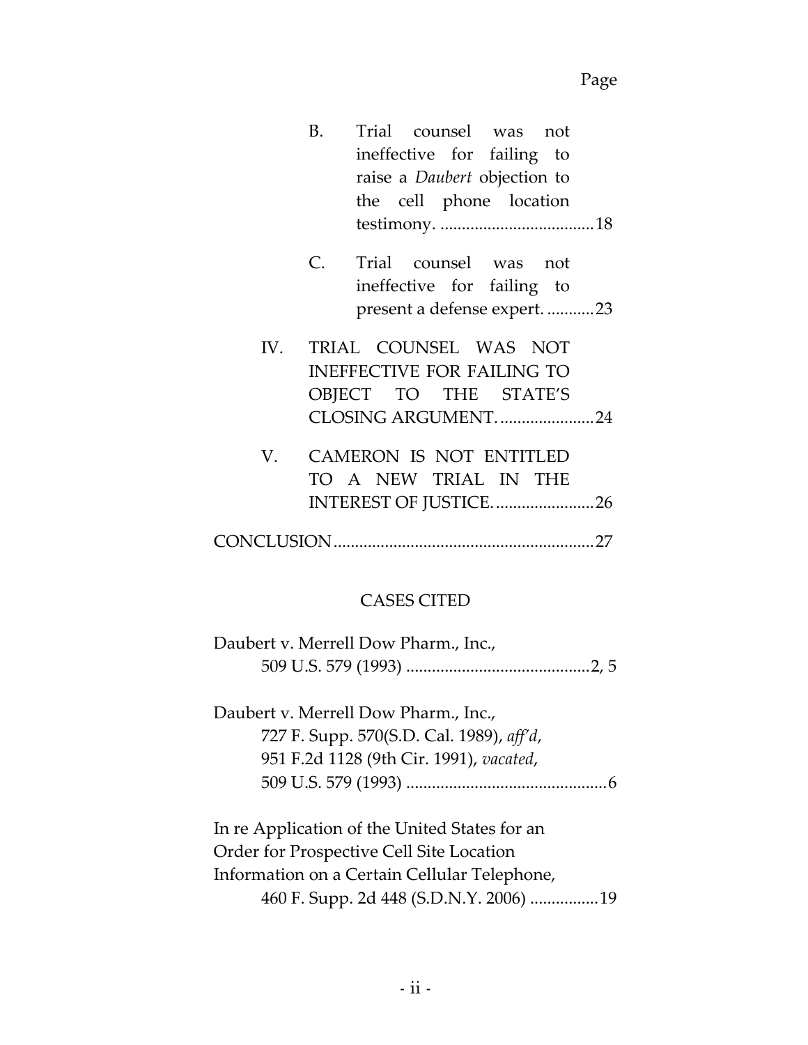Page

B. Trial counsel was not ineffective for failing to raise a *Daubert* objection to the cell phone location testimony. ....................................18

C. Trial counsel was not ineffective for failing to present a defense expert. ...........23

IV. TRIAL COUNSEL WAS NOT INEFFECTIVE FOR FAILING TO OBJECT TO THE STATE'S CLOSING ARGUMENT. ......................24

V. CAMERON IS NOT ENTITLED TO A NEW TRIAL IN THE INTEREST OF JUSTICE. .......................26

CONCLUSION............................................................27

CASES CITED

Daubert v. Merrell Dow Pharm., Inc.,
509 U.S. 579 (1993) ..........................................2, 5

Daubert v. Merrell Dow Pharm., Inc.,
727 F. Supp. 570(S.D. Cal. 1989), *aff'd*,
951 F.2d 1128 (9th Cir. 1991), *vacated*,
509 U.S. 579 (1993) ..............................................6

In re Application of the United States for an
Order for Prospective Cell Site Location
Information on a Certain Cellular Telephone,
460 F. Supp. 2d 448 (S.D.N.Y. 2006) ................19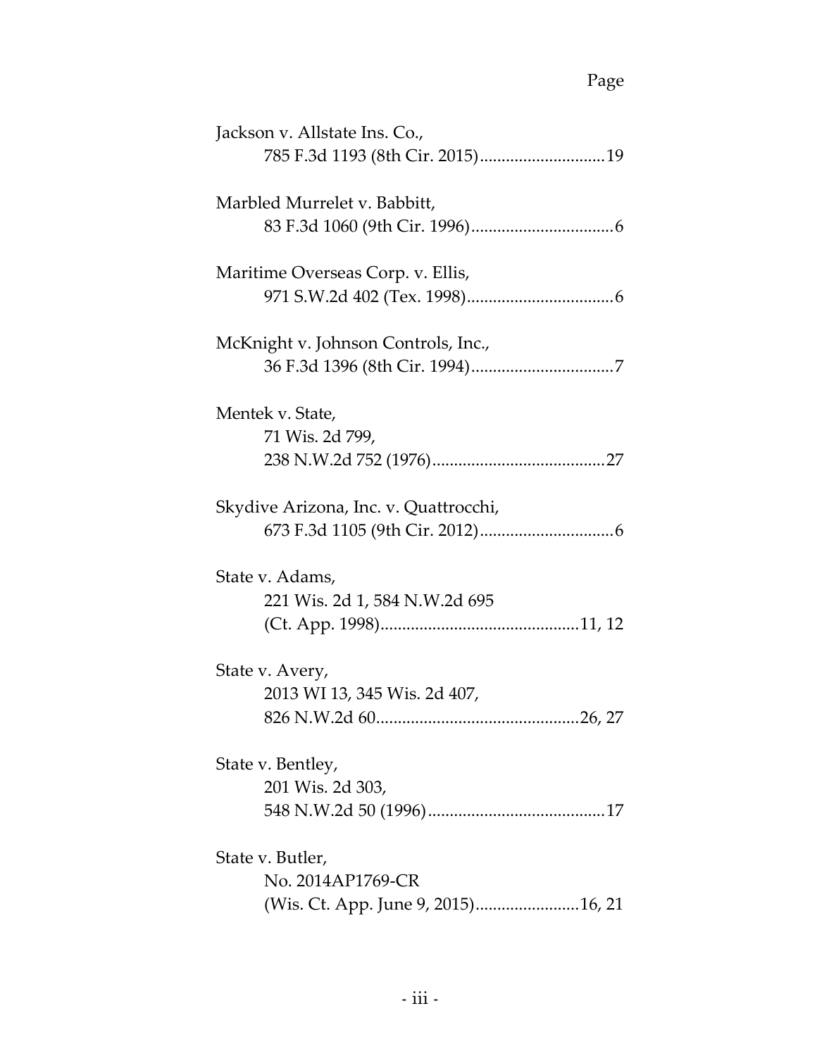Page

Jackson v. Allstate Ins. Co.,
785 F.3d 1193 (8th Cir. 2015)............................19

Marbled Murrelet v. Babbitt,
83 F.3d 1060 (9th Cir. 1996).................................6

Maritime Overseas Corp. v. Ellis,
971 S.W.2d 402 (Tex. 1998)..................................6

McKnight v. Johnson Controls, Inc.,
36 F.3d 1396 (8th Cir. 1994).................................7

Mentek v. State,
71 Wis. 2d 799,
238 N.W.2d 752 (1976)........................................27

Skydive Arizona, Inc. v. Quattrocchi,
673 F.3d 1105 (9th Cir. 2012)...............................6

State v. Adams,
221 Wis. 2d 1, 584 N.W.2d 695
(Ct. App. 1998).............................................11, 12

State v. Avery,
2013 WI 13, 345 Wis. 2d 407,
826 N.W.2d 60..............................................26, 27

State v. Bentley,
201 Wis. 2d 303,
548 N.W.2d 50 (1996).........................................17

State v. Butler,
No. 2014AP1769-CR
(Wis. Ct. App. June 9, 2015)........................16, 21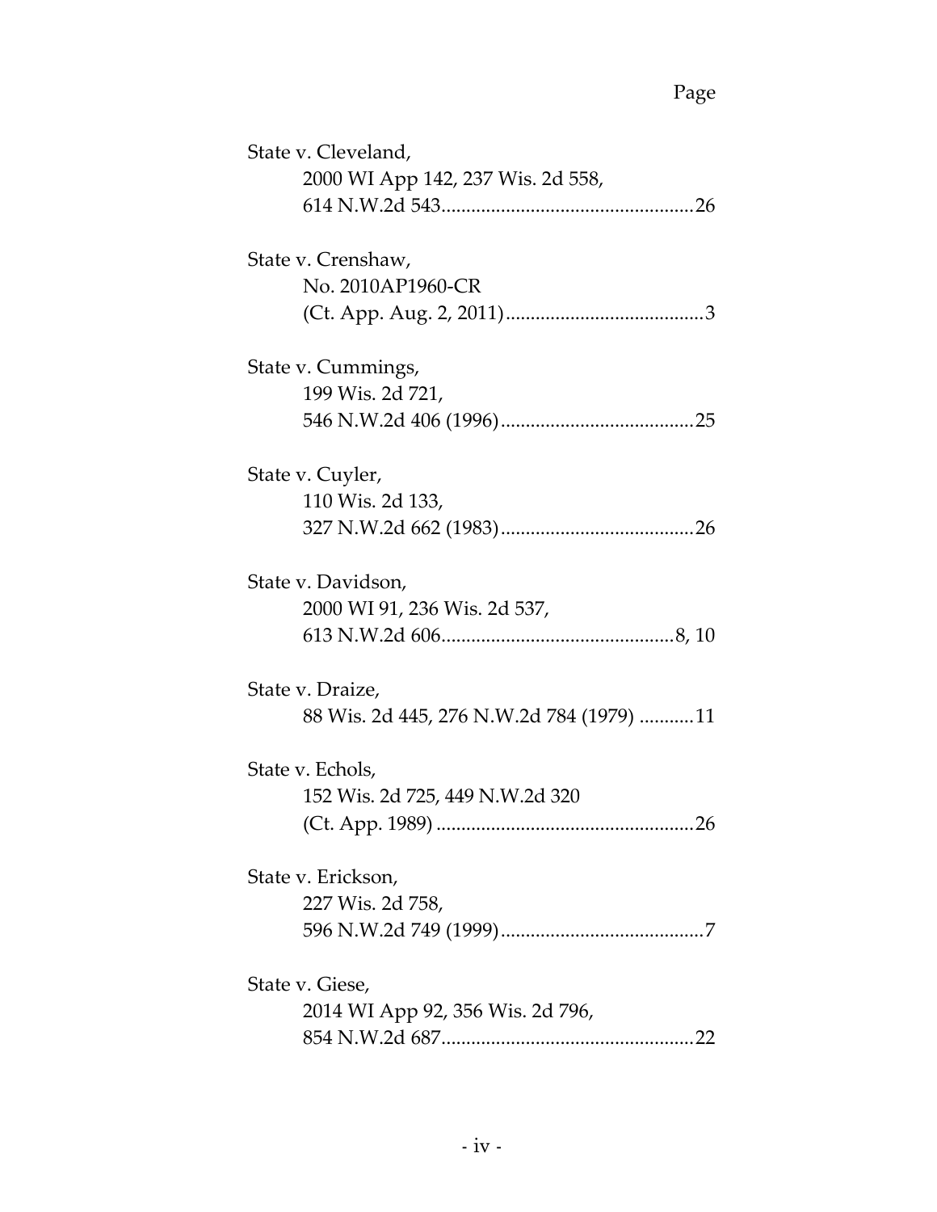Page

State v. Cleveland,
2000 WI App 142, 237 Wis. 2d 558,
614 N.W.2d 543....................................................26

State v. Crenshaw,
No. 2010AP1960-CR
(Ct. App. Aug. 2, 2011)........................................3

State v. Cummings,
199 Wis. 2d 721,
546 N.W.2d 406 (1996).......................................25

State v. Cuyler,
110 Wis. 2d 133,
327 N.W.2d 662 (1983).......................................26

State v. Davidson,
2000 WI 91, 236 Wis. 2d 537,
613 N.W.2d 606...............................................8, 10

State v. Draize,
88 Wis. 2d 445, 276 N.W.2d 784 (1979) ...........11

State v. Echols,
152 Wis. 2d 725, 449 N.W.2d 320
(Ct. App. 1989) ....................................................26

State v. Erickson,
227 Wis. 2d 758,
596 N.W.2d 749 (1999).........................................7

State v. Giese,
2014 WI App 92, 356 Wis. 2d 796,
854 N.W.2d 687...................................................22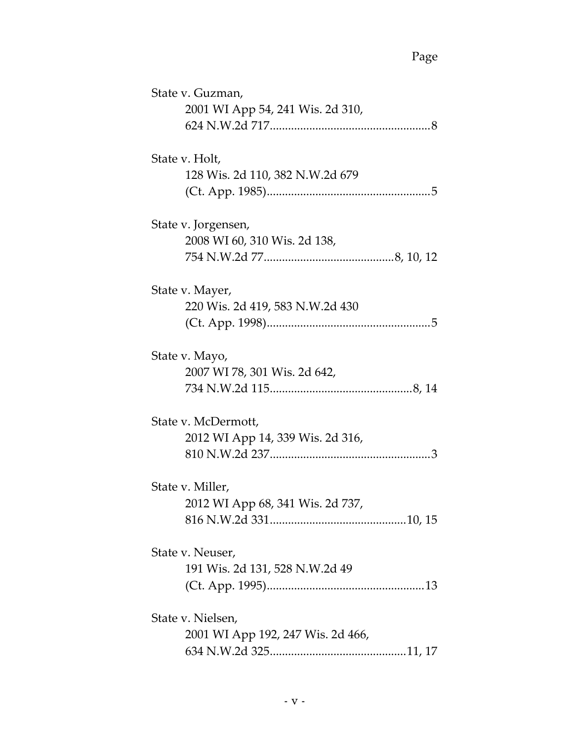Page

State v. Guzman,
2001 WI App 54, 241 Wis. 2d 310,
624 N.W.2d 717.....................................................8

State v. Holt,
128 Wis. 2d 110, 382 N.W.2d 679
(Ct. App. 1985)......................................................5

State v. Jorgensen,
2008 WI 60, 310 Wis. 2d 138,
754 N.W.2d 77...........................................8, 10, 12

State v. Mayer,
220 Wis. 2d 419, 583 N.W.2d 430
(Ct. App. 1998)......................................................5

State v. Mayo,
2007 WI 78, 301 Wis. 2d 642,
734 N.W.2d 115...............................................8, 14

State v. McDermott,
2012 WI App 14, 339 Wis. 2d 316,
810 N.W.2d 237.....................................................3

State v. Miller,
2012 WI App 68, 341 Wis. 2d 737,
816 N.W.2d 331.............................................10, 15

State v. Neuser,
191 Wis. 2d 131, 528 N.W.2d 49
(Ct. App. 1995)....................................................13

State v. Nielsen,
2001 WI App 192, 247 Wis. 2d 466,
634 N.W.2d 325.............................................11, 17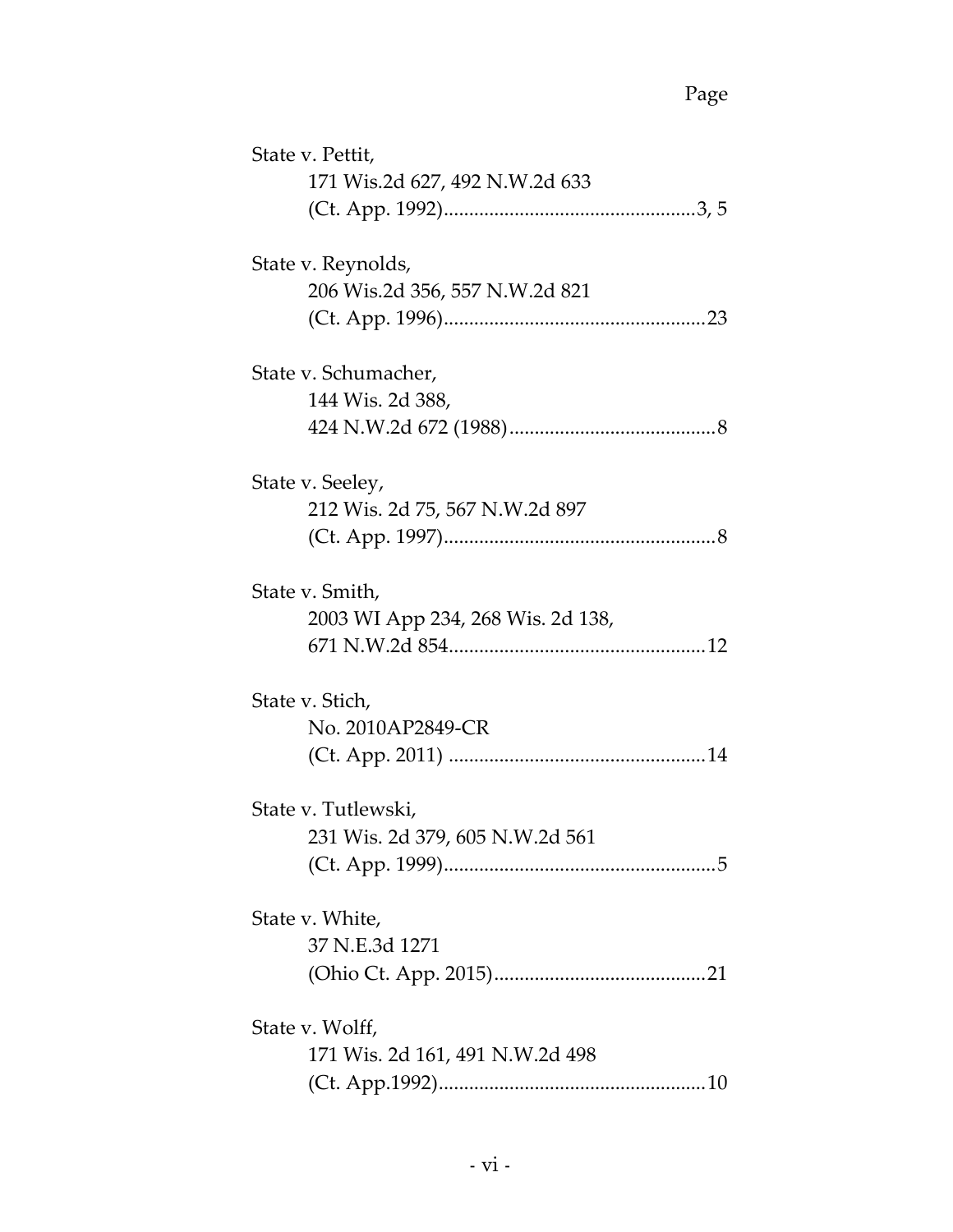Page

State v. Pettit,
171 Wis.2d 627, 492 N.W.2d 633
(Ct. App. 1992)....................................................3, 5

State v. Reynolds,
206 Wis.2d 356, 557 N.W.2d 821
(Ct. App. 1996).....................................................23

State v. Schumacher,
144 Wis. 2d 388,
424 N.W.2d 672 (1988)..........................................8

State v. Seeley,
212 Wis. 2d 75, 567 N.W.2d 897
(Ct. App. 1997).......................................................8

State v. Smith,
2003 WI App 234, 268 Wis. 2d 138,
671 N.W.2d 854....................................................12

State v. Stich,
No. 2010AP2849-CR
(Ct. App. 2011) ....................................................14

State v. Tutlewski,
231 Wis. 2d 379, 605 N.W.2d 561
(Ct. App. 1999).......................................................5

State v. White,
37 N.E.3d 1271
(Ohio Ct. App. 2015)...........................................21

State v. Wolff,
171 Wis. 2d 161, 491 N.W.2d 498
(Ct. App.1992).....................................................10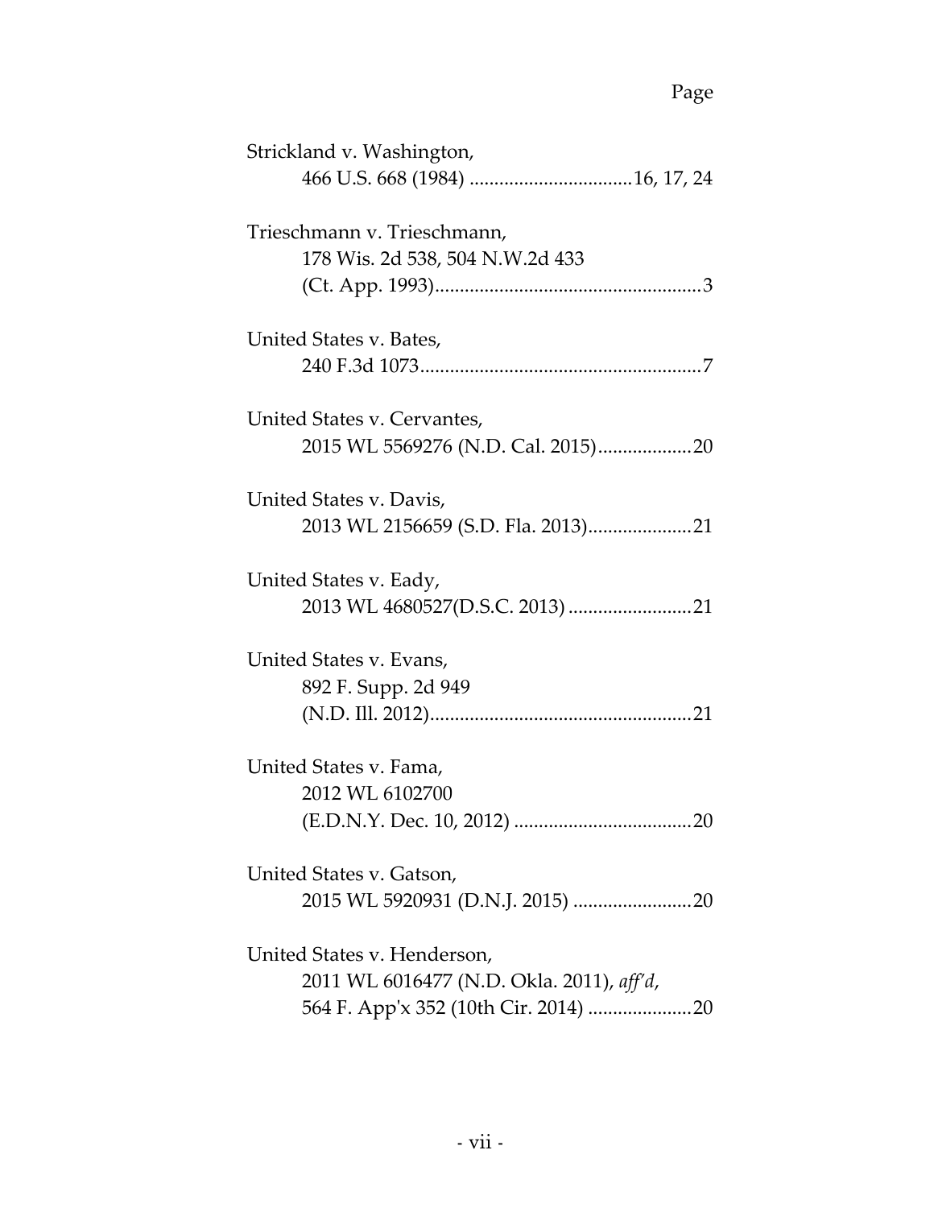Page

Strickland v. Washington,
466 U.S. 668 (1984) ................................16, 17, 24

Trieschmann v. Trieschmann,
178 Wis. 2d 538, 504 N.W.2d 433
(Ct. App. 1993).....................................................3

United States v. Bates,
240 F.3d 1073........................................................7

United States v. Cervantes,
2015 WL 5569276 (N.D. Cal. 2015)..................20

United States v. Davis,
2013 WL 2156659 (S.D. Fla. 2013)....................21

United States v. Eady,
2013 WL 4680527(D.S.C. 2013) ........................21

United States v. Evans,
892 F. Supp. 2d 949
(N.D. Ill. 2012)....................................................21

United States v. Fama,
2012 WL 6102700
(E.D.N.Y. Dec. 10, 2012) ...................................20

United States v. Gatson,
2015 WL 5920931 (D.N.J. 2015) .......................20

United States v. Henderson,
2011 WL 6016477 (N.D. Okla. 2011), *aff'd*,
564 F. App'x 352 (10th Cir. 2014) ....................20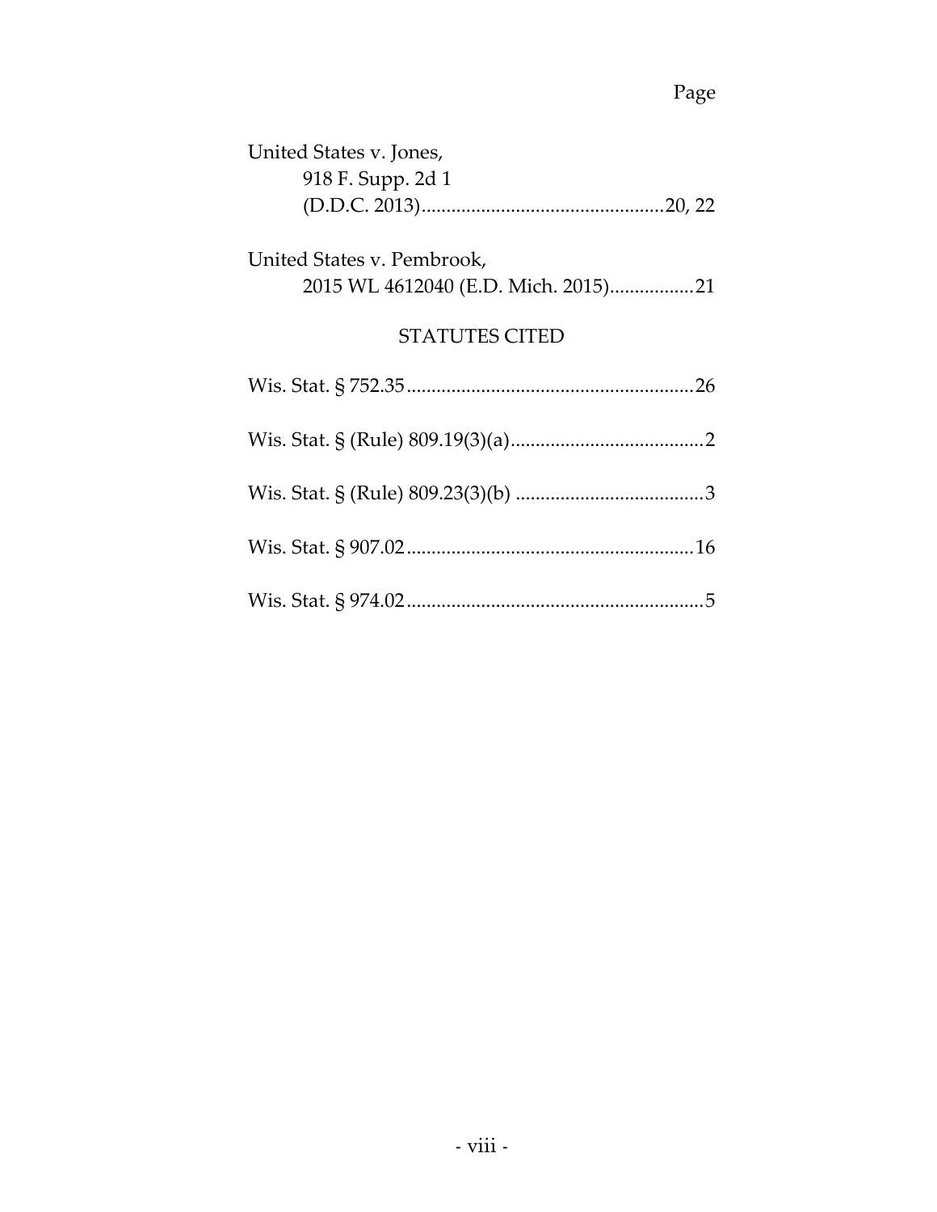Page

United States v. Jones,
 918 F. Supp. 2d 1
 (D.D.C. 2013)................................................20, 22

United States v. Pembrook,
 2015 WL 4612040 (E.D. Mich. 2015).................21

## STATUTES CITED

Wis. Stat. § 752.35.........................................................26

Wis. Stat. § (Rule) 809.19(3)(a).......................................2

Wis. Stat. § (Rule) 809.23(3)(b) ......................................3

Wis. Stat. § 907.02.........................................................16

Wis. Stat. § 974.02...........................................................5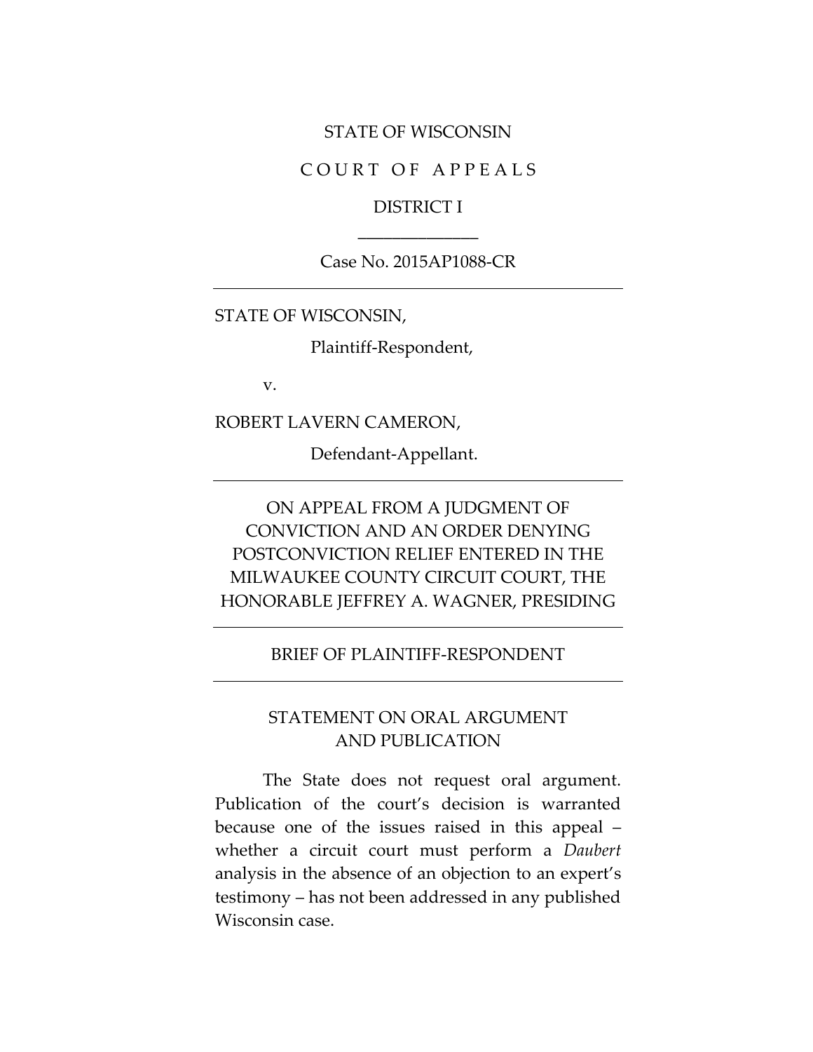STATE OF WISCONSIN

C O U R T  O F  A P P E A L S

DISTRICT I

______________

Case No. 2015AP1088-CR

---

STATE OF WISCONSIN,

Plaintiff-Respondent,

v.

ROBERT LAVERN CAMERON,

Defendant-Appellant.

---

ON APPEAL FROM A JUDGMENT OF CONVICTION AND AN ORDER DENYING POSTCONVICTION RELIEF ENTERED IN THE MILWAUKEE COUNTY CIRCUIT COURT, THE HONORABLE JEFFREY A. WAGNER, PRESIDING

---

BRIEF OF PLAINTIFF-RESPONDENT

---

STATEMENT ON ORAL ARGUMENT AND PUBLICATION

The State does not request oral argument. Publication of the court's decision is warranted because one of the issues raised in this appeal – whether a circuit court must perform a *Daubert* analysis in the absence of an objection to an expert's testimony – has not been addressed in any published Wisconsin case.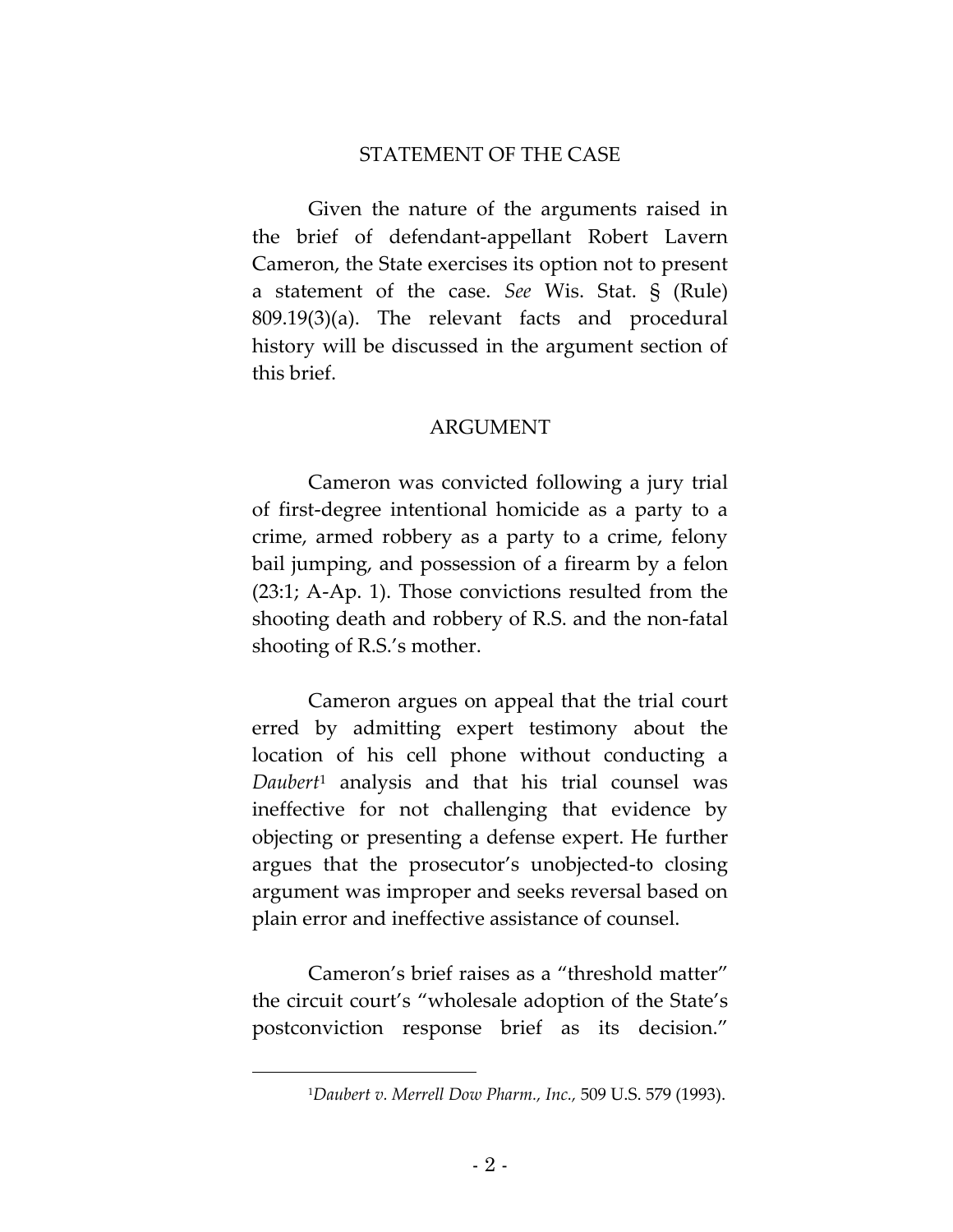## STATEMENT OF THE CASE

Given the nature of the arguments raised in the brief of defendant-appellant Robert Lavern Cameron, the State exercises its option not to present a statement of the case. *See* Wis. Stat. § (Rule) 809.19(3)(a). The relevant facts and procedural history will be discussed in the argument section of this brief.

## ARGUMENT

Cameron was convicted following a jury trial of first-degree intentional homicide as a party to a crime, armed robbery as a party to a crime, felony bail jumping, and possession of a firearm by a felon (23:1; A-Ap. 1). Those convictions resulted from the shooting death and robbery of R.S. and the non-fatal shooting of R.S.'s mother.

Cameron argues on appeal that the trial court erred by admitting expert testimony about the location of his cell phone without conducting a *Daubert*[1] analysis and that his trial counsel was ineffective for not challenging that evidence by objecting or presenting a defense expert. He further argues that the prosecutor's unobjected-to closing argument was improper and seeks reversal based on plain error and ineffective assistance of counsel.

Cameron's brief raises as a "threshold matter" the circuit court's "wholesale adoption of the State's postconviction response brief as its decision."

[1] *Daubert v. Merrell Dow Pharm., Inc.*, 509 U.S. 579 (1993).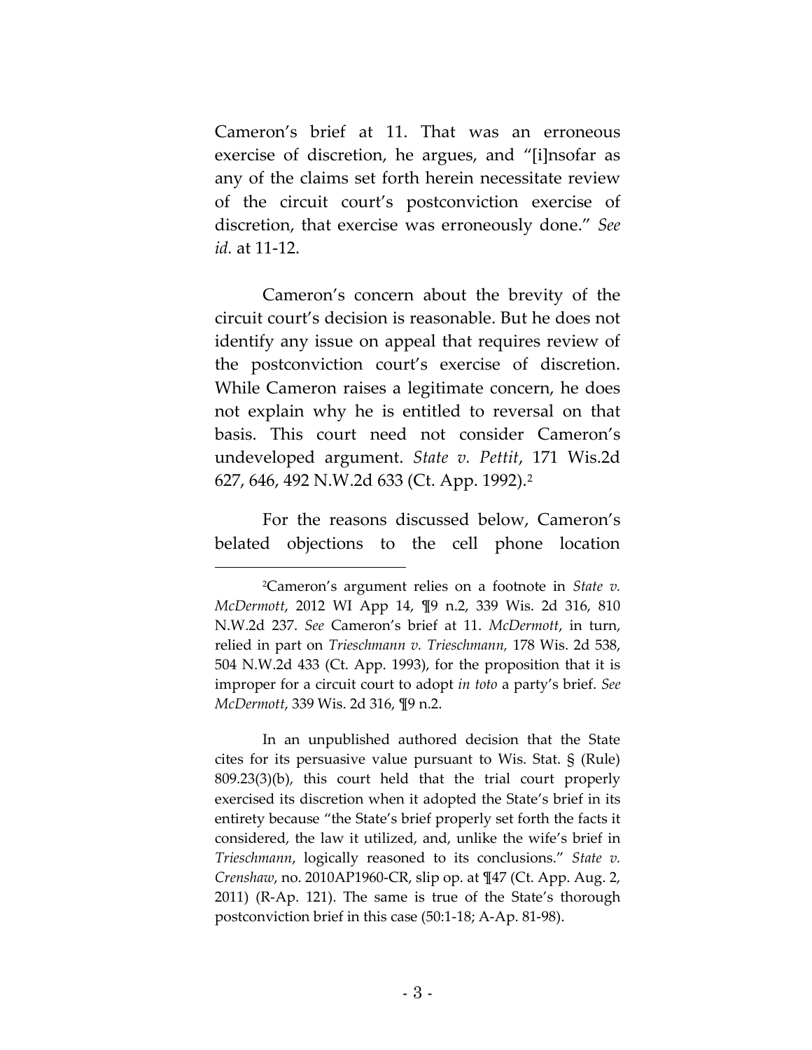Cameron's brief at 11. That was an erroneous exercise of discretion, he argues, and "[i]nsofar as any of the claims set forth herein necessitate review of the circuit court's postconviction exercise of discretion, that exercise was erroneously done." *See id.* at 11-12.

Cameron's concern about the brevity of the circuit court's decision is reasonable. But he does not identify any issue on appeal that requires review of the postconviction court's exercise of discretion. While Cameron raises a legitimate concern, he does not explain why he is entitled to reversal on that basis. This court need not consider Cameron's undeveloped argument. *State v. Pettit*, 171 Wis.2d 627, 646, 492 N.W.2d 633 (Ct. App. 1992).[2]

For the reasons discussed below, Cameron's belated objections to the cell phone location

---

[2]Cameron's argument relies on a footnote in *State v. McDermott*, 2012 WI App 14, ¶9 n.2, 339 Wis. 2d 316, 810 N.W.2d 237. *See* Cameron's brief at 11. *McDermott*, in turn, relied in part on *Trieschmann v. Trieschmann,* 178 Wis. 2d 538, 504 N.W.2d 433 (Ct. App. 1993), for the proposition that it is improper for a circuit court to adopt *in toto* a party's brief. *See McDermott*, 339 Wis. 2d 316, ¶9 n.2.

In an unpublished authored decision that the State cites for its persuasive value pursuant to Wis. Stat. § (Rule) 809.23(3)(b), this court held that the trial court properly exercised its discretion when it adopted the State's brief in its entirety because "the State's brief properly set forth the facts it considered, the law it utilized, and, unlike the wife's brief in *Trieschmann*, logically reasoned to its conclusions." *State v. Crenshaw*, no. 2010AP1960-CR, slip op. at ¶47 (Ct. App. Aug. 2, 2011) (R-Ap. 121). The same is true of the State's thorough postconviction brief in this case (50:1-18; A-Ap. 81-98).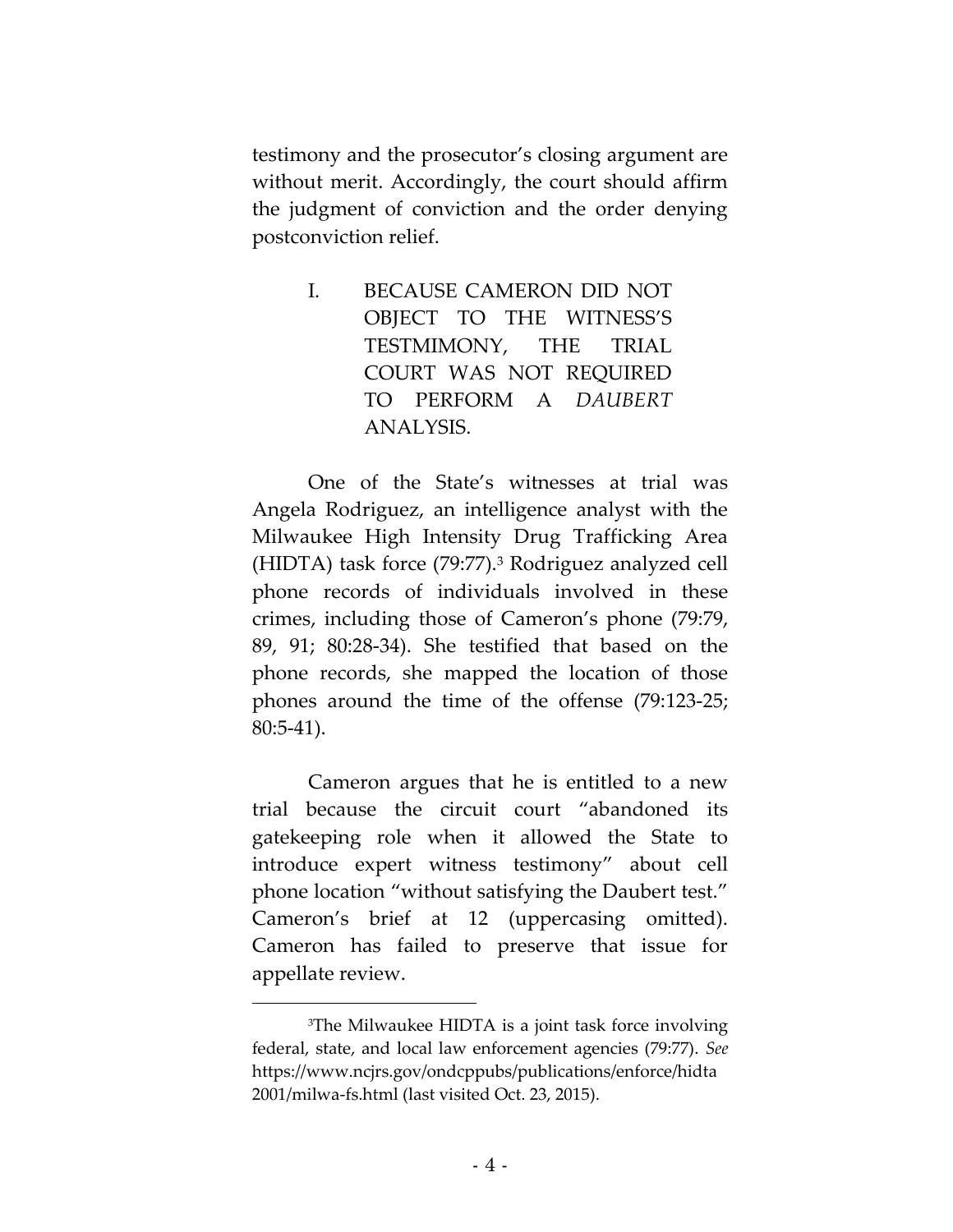testimony and the prosecutor's closing argument are without merit. Accordingly, the court should affirm the judgment of conviction and the order denying postconviction relief.

## I. BECAUSE CAMERON DID NOT OBJECT TO THE WITNESS'S TESTMIMONY, THE TRIAL COURT WAS NOT REQUIRED TO PERFORM A *DAUBERT* ANALYSIS.

One of the State's witnesses at trial was Angela Rodriguez, an intelligence analyst with the Milwaukee High Intensity Drug Trafficking Area (HIDTA) task force (79:77).[3] Rodriguez analyzed cell phone records of individuals involved in these crimes, including those of Cameron's phone (79:79, 89, 91; 80:28-34). She testified that based on the phone records, she mapped the location of those phones around the time of the offense (79:123-25; 80:5-41).

Cameron argues that he is entitled to a new trial because the circuit court "abandoned its gatekeeping role when it allowed the State to introduce expert witness testimony" about cell phone location "without satisfying the Daubert test." Cameron's brief at 12 (uppercasing omitted). Cameron has failed to preserve that issue for appellate review.

---

[3]The Milwaukee HIDTA is a joint task force involving federal, state, and local law enforcement agencies (79:77). *See* https://www.ncjrs.gov/ondcppubs/publications/enforce/hidta2001/milwa-fs.html (last visited Oct. 23, 2015).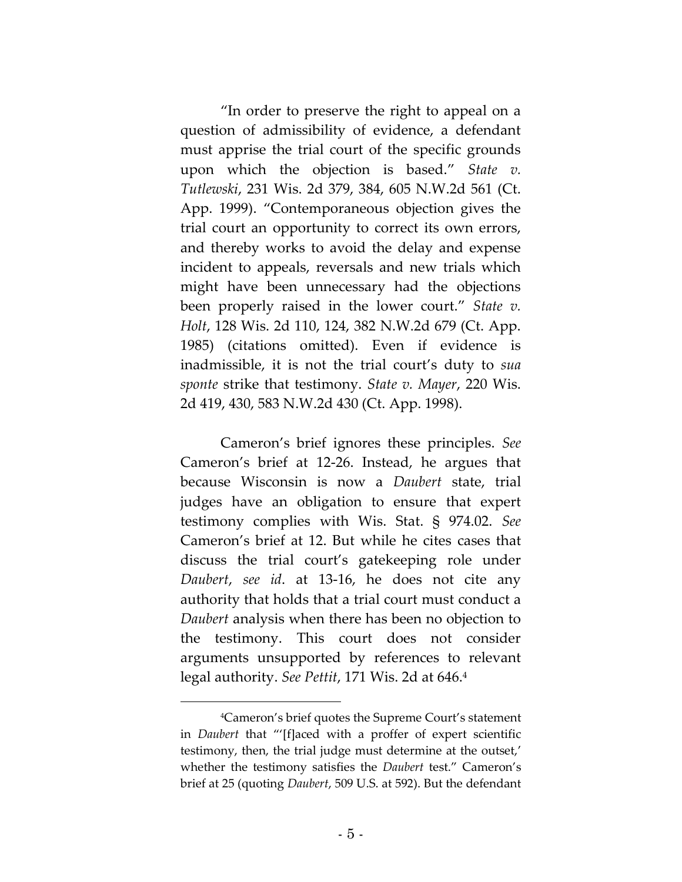"In order to preserve the right to appeal on a question of admissibility of evidence, a defendant must apprise the trial court of the specific grounds upon which the objection is based." *State v. Tutlewski*, 231 Wis. 2d 379, 384, 605 N.W.2d 561 (Ct. App. 1999). "Contemporaneous objection gives the trial court an opportunity to correct its own errors, and thereby works to avoid the delay and expense incident to appeals, reversals and new trials which might have been unnecessary had the objections been properly raised in the lower court." *State v. Holt*, 128 Wis. 2d 110, 124, 382 N.W.2d 679 (Ct. App. 1985) (citations omitted). Even if evidence is inadmissible, it is not the trial court's duty to *sua sponte* strike that testimony. *State v. Mayer*, 220 Wis. 2d 419, 430, 583 N.W.2d 430 (Ct. App. 1998).

Cameron's brief ignores these principles. *See* Cameron's brief at 12-26. Instead, he argues that because Wisconsin is now a *Daubert* state, trial judges have an obligation to ensure that expert testimony complies with Wis. Stat. § 974.02. *See* Cameron's brief at 12. But while he cites cases that discuss the trial court's gatekeeping role under *Daubert*, *see id*. at 13-16, he does not cite any authority that holds that a trial court must conduct a *Daubert* analysis when there has been no objection to the testimony. This court does not consider arguments unsupported by references to relevant legal authority. *See Pettit*, 171 Wis. 2d at 646.[4]

[4]Cameron's brief quotes the Supreme Court's statement in *Daubert* that "'[f]aced with a proffer of expert scientific testimony, then, the trial judge must determine at the outset,' whether the testimony satisfies the *Daubert* test." Cameron's brief at 25 (quoting *Daubert*, 509 U.S. at 592). But the defendant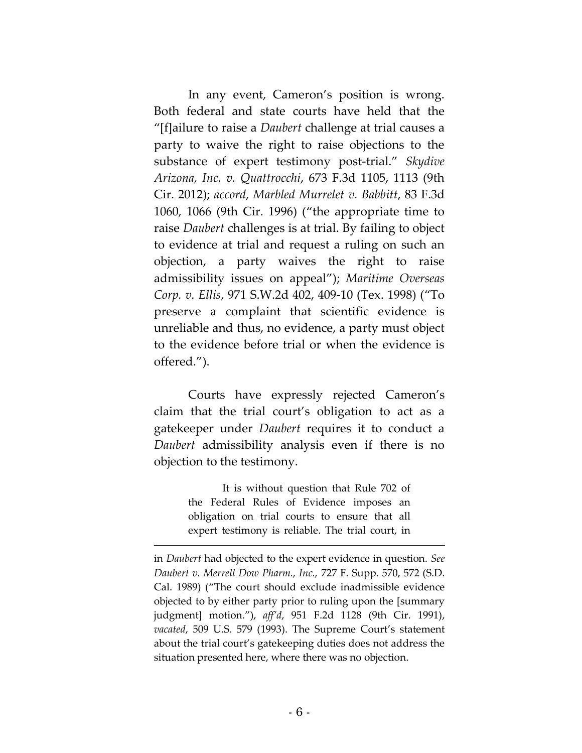In any event, Cameron's position is wrong. Both federal and state courts have held that the "[f]ailure to raise a *Daubert* challenge at trial causes a party to waive the right to raise objections to the substance of expert testimony post-trial." *Skydive Arizona, Inc. v. Quattrocchi*, 673 F.3d 1105, 1113 (9th Cir. 2012); *accord*, *Marbled Murrelet v. Babbitt*, 83 F.3d 1060, 1066 (9th Cir. 1996) ("the appropriate time to raise *Daubert* challenges is at trial. By failing to object to evidence at trial and request a ruling on such an objection, a party waives the right to raise admissibility issues on appeal"); *Maritime Overseas Corp. v. Ellis*, 971 S.W.2d 402, 409-10 (Tex. 1998) ("To preserve a complaint that scientific evidence is unreliable and thus, no evidence, a party must object to the evidence before trial or when the evidence is offered.").

Courts have expressly rejected Cameron's claim that the trial court's obligation to act as a gatekeeper under *Daubert* requires it to conduct a *Daubert* admissibility analysis even if there is no objection to the testimony.

> It is without question that Rule 702 of the Federal Rules of Evidence imposes an obligation on trial courts to ensure that all expert testimony is reliable. The trial court, in

---

in *Daubert* had objected to the expert evidence in question. *See Daubert v. Merrell Dow Pharm., Inc.,* 727 F. Supp. 570, 572 (S.D. Cal. 1989) ("The court should exclude inadmissible evidence objected to by either party prior to ruling upon the [summary judgment] motion."), *aff'd*, 951 F.2d 1128 (9th Cir. 1991), *vacated*, 509 U.S. 579 (1993). The Supreme Court's statement about the trial court's gatekeeping duties does not address the situation presented here, where there was no objection.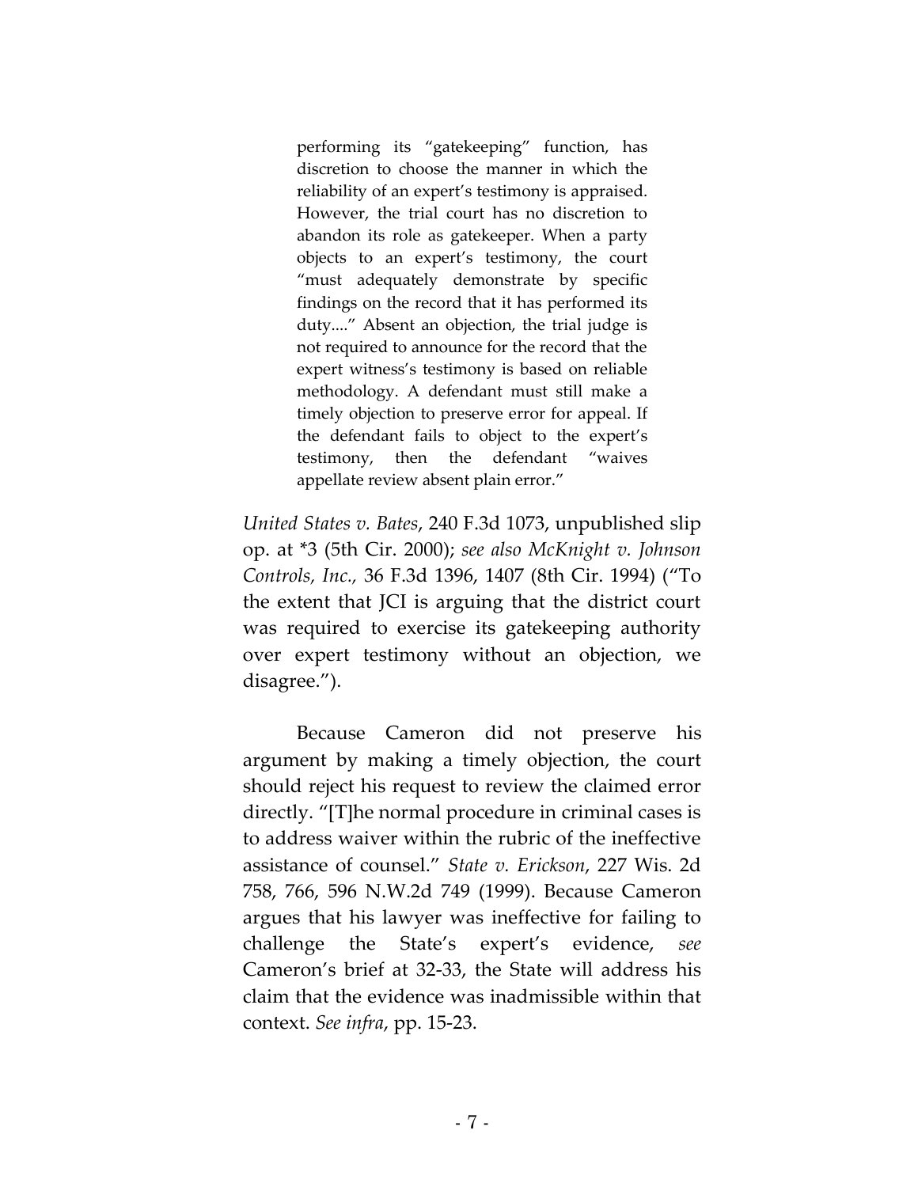> performing its "gatekeeping" function, has discretion to choose the manner in which the reliability of an expert's testimony is appraised. However, the trial court has no discretion to abandon its role as gatekeeper. When a party objects to an expert's testimony, the court "must adequately demonstrate by specific findings on the record that it has performed its duty...." Absent an objection, the trial judge is not required to announce for the record that the expert witness's testimony is based on reliable methodology. A defendant must still make a timely objection to preserve error for appeal. If the defendant fails to object to the expert's testimony, then the defendant "waives appellate review absent plain error."

*United States v. Bates*, 240 F.3d 1073, unpublished slip op. at *3 (5th Cir. 2000); *see also McKnight v. Johnson Controls, Inc.,* 36 F.3d 1396, 1407 (8th Cir. 1994) ("To the extent that JCI is arguing that the district court was required to exercise its gatekeeping authority over expert testimony without an objection, we disagree.").

Because Cameron did not preserve his argument by making a timely objection, the court should reject his request to review the claimed error directly. "[T]he normal procedure in criminal cases is to address waiver within the rubric of the ineffective assistance of counsel." *State v. Erickson*, 227 Wis. 2d 758, 766, 596 N.W.2d 749 (1999). Because Cameron argues that his lawyer was ineffective for failing to challenge the State's expert's evidence, *see* Cameron's brief at 32-33, the State will address his claim that the evidence was inadmissible within that context. *See infra*, pp. 15-23.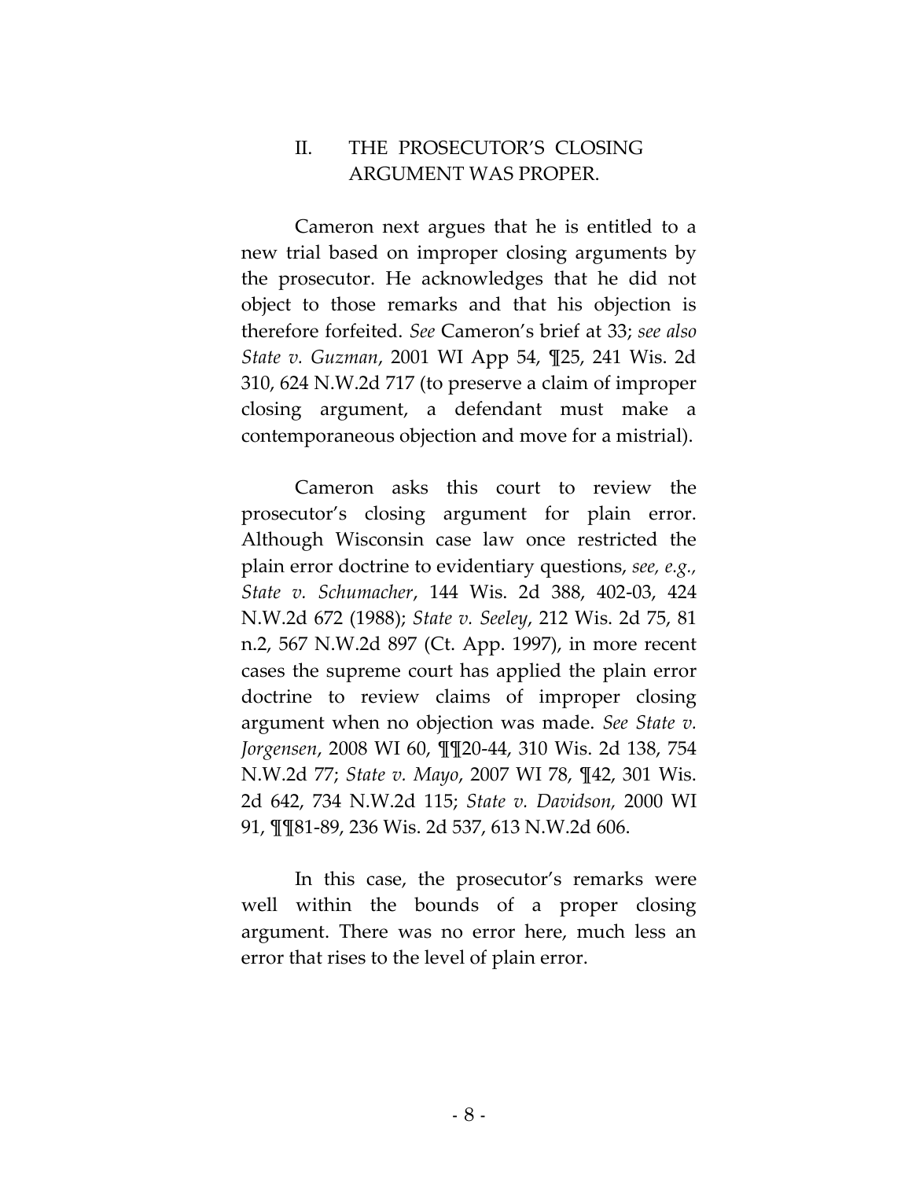## II. THE PROSECUTOR'S CLOSING ARGUMENT WAS PROPER.

Cameron next argues that he is entitled to a new trial based on improper closing arguments by the prosecutor. He acknowledges that he did not object to those remarks and that his objection is therefore forfeited. *See* Cameron's brief at 33; *see also State v. Guzman*, 2001 WI App 54, ¶25, 241 Wis. 2d 310, 624 N.W.2d 717 (to preserve a claim of improper closing argument, a defendant must make a contemporaneous objection and move for a mistrial).

Cameron asks this court to review the prosecutor's closing argument for plain error. Although Wisconsin case law once restricted the plain error doctrine to evidentiary questions, *see, e.g., State v. Schumacher*, 144 Wis. 2d 388, 402-03, 424 N.W.2d 672 (1988); *State v. Seeley*, 212 Wis. 2d 75, 81 n.2, 567 N.W.2d 897 (Ct. App. 1997), in more recent cases the supreme court has applied the plain error doctrine to review claims of improper closing argument when no objection was made. *See State v. Jorgensen*, 2008 WI 60, ¶¶20-44, 310 Wis. 2d 138, 754 N.W.2d 77; *State v. Mayo*, 2007 WI 78, ¶42, 301 Wis. 2d 642, 734 N.W.2d 115; *State v. Davidson,* 2000 WI 91, ¶¶81-89, 236 Wis. 2d 537, 613 N.W.2d 606.

In this case, the prosecutor's remarks were well within the bounds of a proper closing argument. There was no error here, much less an error that rises to the level of plain error.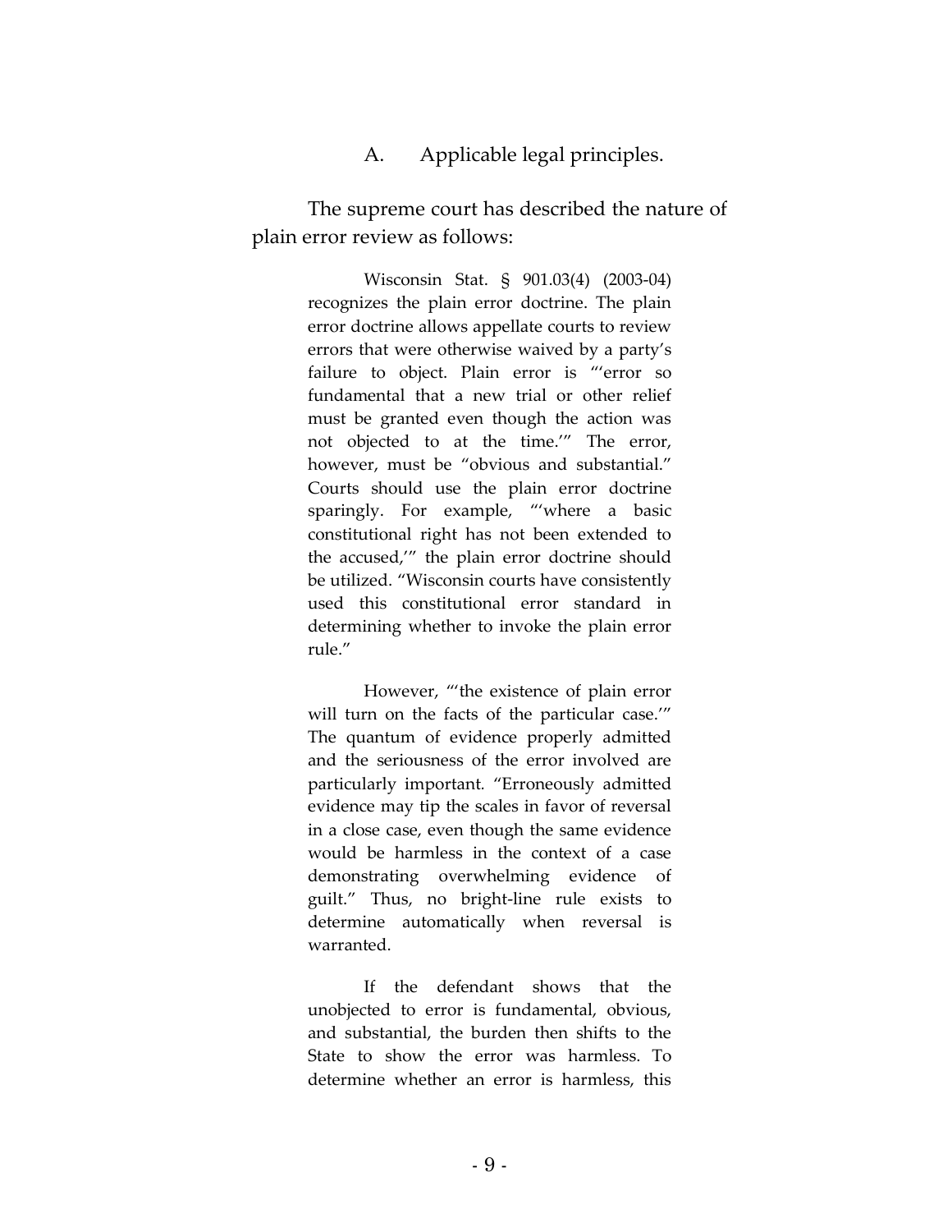### A. Applicable legal principles.

The supreme court has described the nature of plain error review as follows:

> Wisconsin Stat. § 901.03(4) (2003-04) recognizes the plain error doctrine. The plain error doctrine allows appellate courts to review errors that were otherwise waived by a party's failure to object. Plain error is "'error so fundamental that a new trial or other relief must be granted even though the action was not objected to at the time.'" The error, however, must be "obvious and substantial." Courts should use the plain error doctrine sparingly. For example, "'where a basic constitutional right has not been extended to the accused,'" the plain error doctrine should be utilized. "Wisconsin courts have consistently used this constitutional error standard in determining whether to invoke the plain error rule."
>
> However, "'the existence of plain error will turn on the facts of the particular case.'" The quantum of evidence properly admitted and the seriousness of the error involved are particularly important. "Erroneously admitted evidence may tip the scales in favor of reversal in a close case, even though the same evidence would be harmless in the context of a case demonstrating overwhelming evidence of guilt." Thus, no bright-line rule exists to determine automatically when reversal is warranted.
>
> If the defendant shows that the unobjected to error is fundamental, obvious, and substantial, the burden then shifts to the State to show the error was harmless. To determine whether an error is harmless, this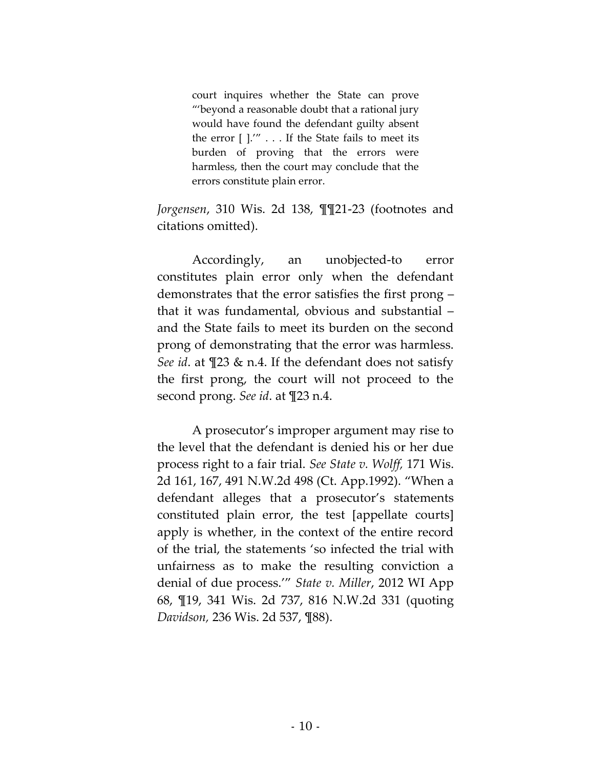> court inquires whether the State can prove "'beyond a reasonable doubt that a rational jury would have found the defendant guilty absent the error [ ].'" . . . If the State fails to meet its burden of proving that the errors were harmless, then the court may conclude that the errors constitute plain error.

*Jorgensen*, 310 Wis. 2d 138, ¶¶21-23 (footnotes and citations omitted).

Accordingly, an unobjected-to error constitutes plain error only when the defendant demonstrates that the error satisfies the first prong – that it was fundamental, obvious and substantial – and the State fails to meet its burden on the second prong of demonstrating that the error was harmless. *See id*. at ¶23 & n.4. If the defendant does not satisfy the first prong, the court will not proceed to the second prong. *See id*. at ¶23 n.4.

A prosecutor's improper argument may rise to the level that the defendant is denied his or her due process right to a fair trial. *See State v. Wolff,* 171 Wis. 2d 161, 167, 491 N.W.2d 498 (Ct. App.1992). "When a defendant alleges that a prosecutor's statements constituted plain error, the test [appellate courts] apply is whether, in the context of the entire record of the trial, the statements 'so infected the trial with unfairness as to make the resulting conviction a denial of due process.'" *State v. Miller*, 2012 WI App 68, ¶19, 341 Wis. 2d 737, 816 N.W.2d 331 (quoting *Davidson*, 236 Wis. 2d 537, ¶88).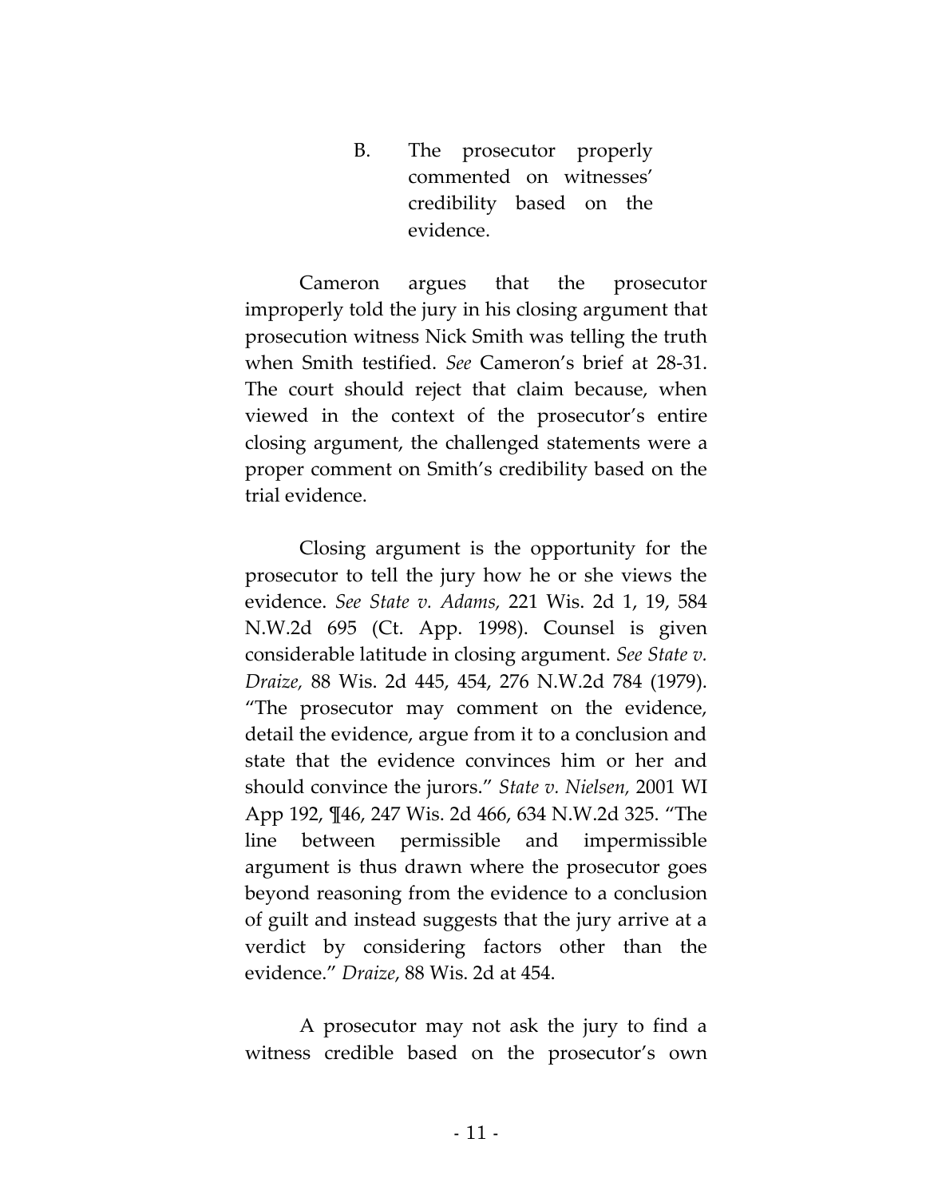### B. The prosecutor properly commented on witnesses' credibility based on the evidence.

Cameron argues that the prosecutor improperly told the jury in his closing argument that prosecution witness Nick Smith was telling the truth when Smith testified. *See* Cameron's brief at 28-31. The court should reject that claim because, when viewed in the context of the prosecutor's entire closing argument, the challenged statements were a proper comment on Smith's credibility based on the trial evidence.

Closing argument is the opportunity for the prosecutor to tell the jury how he or she views the evidence. *See State v. Adams,* 221 Wis. 2d 1, 19, 584 N.W.2d 695 (Ct. App. 1998). Counsel is given considerable latitude in closing argument. *See State v. Draize,* 88 Wis. 2d 445, 454, 276 N.W.2d 784 (1979). "The prosecutor may comment on the evidence, detail the evidence, argue from it to a conclusion and state that the evidence convinces him or her and should convince the jurors." *State v. Nielsen,* 2001 WI App 192, ¶46, 247 Wis. 2d 466, 634 N.W.2d 325. "The line between permissible and impermissible argument is thus drawn where the prosecutor goes beyond reasoning from the evidence to a conclusion of guilt and instead suggests that the jury arrive at a verdict by considering factors other than the evidence." *Draize*, 88 Wis. 2d at 454.

A prosecutor may not ask the jury to find a witness credible based on the prosecutor's own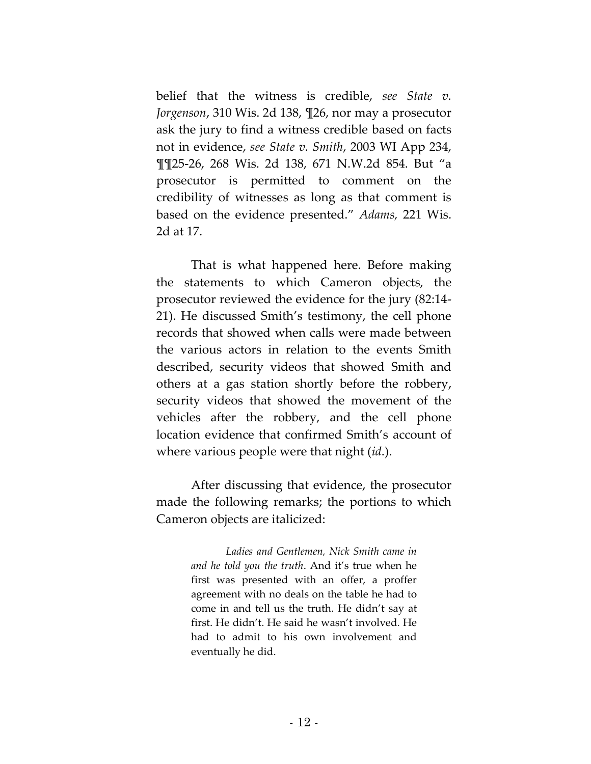belief that the witness is credible, *see State v. Jorgenson*, 310 Wis. 2d 138, ¶26, nor may a prosecutor ask the jury to find a witness credible based on facts not in evidence, *see State v. Smith*, 2003 WI App 234, ¶¶25-26, 268 Wis. 2d 138, 671 N.W.2d 854. But "a prosecutor is permitted to comment on the credibility of witnesses as long as that comment is based on the evidence presented." *Adams,* 221 Wis. 2d at 17.

That is what happened here. Before making the statements to which Cameron objects, the prosecutor reviewed the evidence for the jury (82:14-21). He discussed Smith's testimony, the cell phone records that showed when calls were made between the various actors in relation to the events Smith described, security videos that showed Smith and others at a gas station shortly before the robbery, security videos that showed the movement of the vehicles after the robbery, and the cell phone location evidence that confirmed Smith's account of where various people were that night (*id*.).

After discussing that evidence, the prosecutor made the following remarks; the portions to which Cameron objects are italicized:

> *Ladies and Gentlemen, Nick Smith came in and he told you the truth*. And it's true when he first was presented with an offer, a proffer agreement with no deals on the table he had to come in and tell us the truth. He didn't say at first. He didn't. He said he wasn't involved. He had to admit to his own involvement and eventually he did.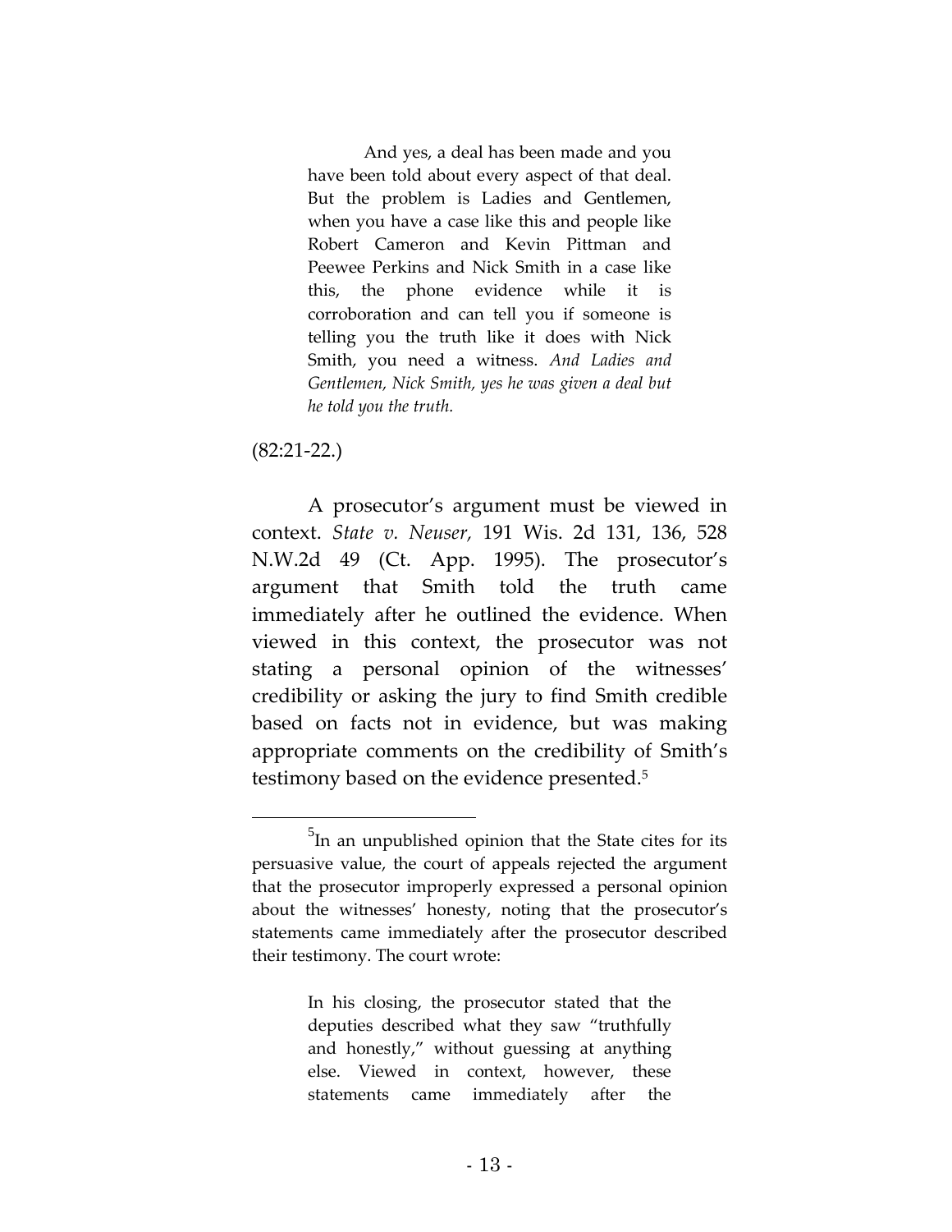> And yes, a deal has been made and you have been told about every aspect of that deal. But the problem is Ladies and Gentlemen, when you have a case like this and people like Robert Cameron and Kevin Pittman and Peewee Perkins and Nick Smith in a case like this, the phone evidence while it is corroboration and can tell you if someone is telling you the truth like it does with Nick Smith, you need a witness. *And Ladies and Gentlemen, Nick Smith, yes he was given a deal but he told you the truth.*

(82:21-22.)

A prosecutor's argument must be viewed in context. *State v. Neuser*, 191 Wis. 2d 131, 136, 528 N.W.2d 49 (Ct. App. 1995). The prosecutor's argument that Smith told the truth came immediately after he outlined the evidence. When viewed in this context, the prosecutor was not stating a personal opinion of the witnesses' credibility or asking the jury to find Smith credible based on facts not in evidence, but was making appropriate comments on the credibility of Smith's testimony based on the evidence presented.[5]

---

[5] In an unpublished opinion that the State cites for its persuasive value, the court of appeals rejected the argument that the prosecutor improperly expressed a personal opinion about the witnesses' honesty, noting that the prosecutor's statements came immediately after the prosecutor described their testimony. The court wrote:

> In his closing, the prosecutor stated that the deputies described what they saw "truthfully and honestly," without guessing at anything else. Viewed in context, however, these statements came immediately after the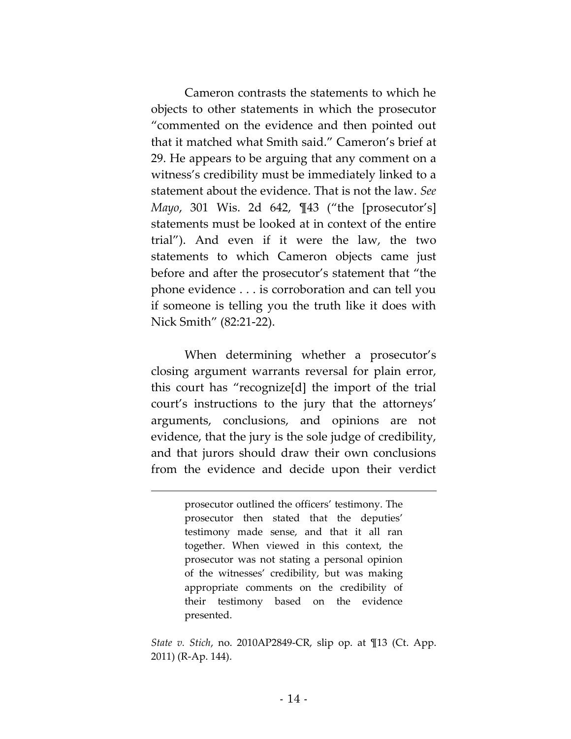Cameron contrasts the statements to which he objects to other statements in which the prosecutor "commented on the evidence and then pointed out that it matched what Smith said." Cameron's brief at 29. He appears to be arguing that any comment on a witness's credibility must be immediately linked to a statement about the evidence. That is not the law. *See Mayo*, 301 Wis. 2d 642, ¶43 ("the [prosecutor's] statements must be looked at in context of the entire trial"). And even if it were the law, the two statements to which Cameron objects came just before and after the prosecutor's statement that "the phone evidence . . . is corroboration and can tell you if someone is telling you the truth like it does with Nick Smith" (82:21-22).

When determining whether a prosecutor's closing argument warrants reversal for plain error, this court has "recognize[d] the import of the trial court's instructions to the jury that the attorneys' arguments, conclusions, and opinions are not evidence, that the jury is the sole judge of credibility, and that jurors should draw their own conclusions from the evidence and decide upon their verdict

---

> prosecutor outlined the officers' testimony. The prosecutor then stated that the deputies' testimony made sense, and that it all ran together. When viewed in this context, the prosecutor was not stating a personal opinion of the witnesses' credibility, but was making appropriate comments on the credibility of their testimony based on the evidence presented.

*State v. Stich*, no. 2010AP2849-CR, slip op. at ¶13 (Ct. App. 2011) (R-Ap. 144).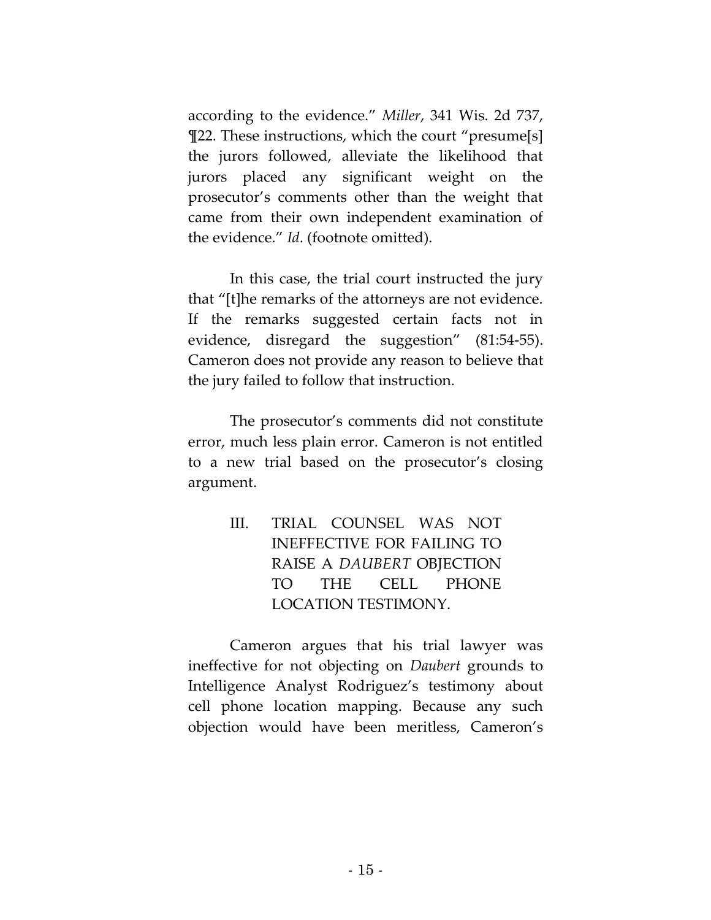according to the evidence." *Miller*, 341 Wis. 2d 737, ¶22. These instructions, which the court "presume[s] the jurors followed, alleviate the likelihood that jurors placed any significant weight on the prosecutor's comments other than the weight that came from their own independent examination of the evidence." *Id*. (footnote omitted).

In this case, the trial court instructed the jury that "[t]he remarks of the attorneys are not evidence. If the remarks suggested certain facts not in evidence, disregard the suggestion" (81:54-55). Cameron does not provide any reason to believe that the jury failed to follow that instruction.

The prosecutor's comments did not constitute error, much less plain error. Cameron is not entitled to a new trial based on the prosecutor's closing argument.

## III. TRIAL COUNSEL WAS NOT INEFFECTIVE FOR FAILING TO RAISE A *DAUBERT* OBJECTION TO THE CELL PHONE LOCATION TESTIMONY.

Cameron argues that his trial lawyer was ineffective for not objecting on *Daubert* grounds to Intelligence Analyst Rodriguez's testimony about cell phone location mapping. Because any such objection would have been meritless, Cameron's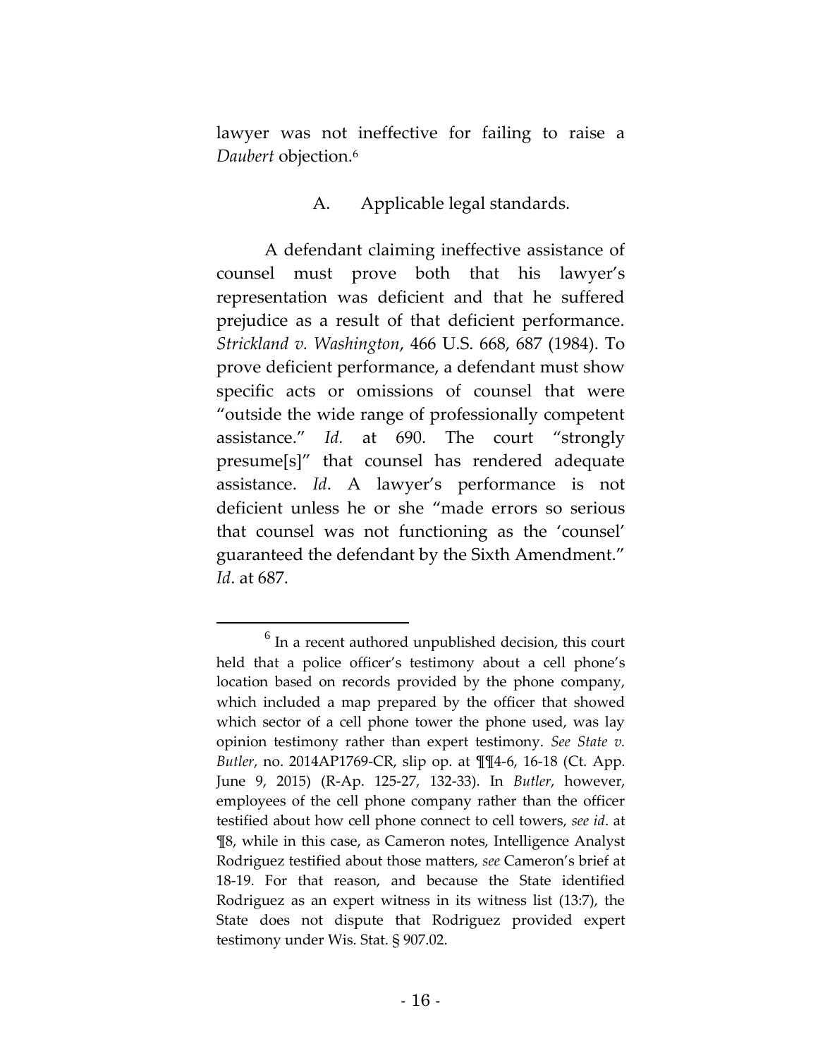lawyer was not ineffective for failing to raise a *Daubert* objection.[6]

### A. Applicable legal standards.

A defendant claiming ineffective assistance of counsel must prove both that his lawyer's representation was deficient and that he suffered prejudice as a result of that deficient performance. *Strickland v. Washington*, 466 U.S. 668, 687 (1984). To prove deficient performance, a defendant must show specific acts or omissions of counsel that were "outside the wide range of professionally competent assistance." *Id.* at 690. The court "strongly presume[s]" that counsel has rendered adequate assistance. *Id*. A lawyer's performance is not deficient unless he or she "made errors so serious that counsel was not functioning as the 'counsel' guaranteed the defendant by the Sixth Amendment." *Id*. at 687.

---

[6] In a recent authored unpublished decision, this court held that a police officer's testimony about a cell phone's location based on records provided by the phone company, which included a map prepared by the officer that showed which sector of a cell phone tower the phone used, was lay opinion testimony rather than expert testimony. *See State v. Butler*, no. 2014AP1769-CR, slip op. at ¶¶4-6, 16-18 (Ct. App. June 9, 2015) (R-Ap. 125-27, 132-33). In *Butler*, however, employees of the cell phone company rather than the officer testified about how cell phone connect to cell towers, *see id*. at ¶8, while in this case, as Cameron notes, Intelligence Analyst Rodriguez testified about those matters, *see* Cameron's brief at 18-19. For that reason, and because the State identified Rodriguez as an expert witness in its witness list (13:7), the State does not dispute that Rodriguez provided expert testimony under Wis. Stat. § 907.02.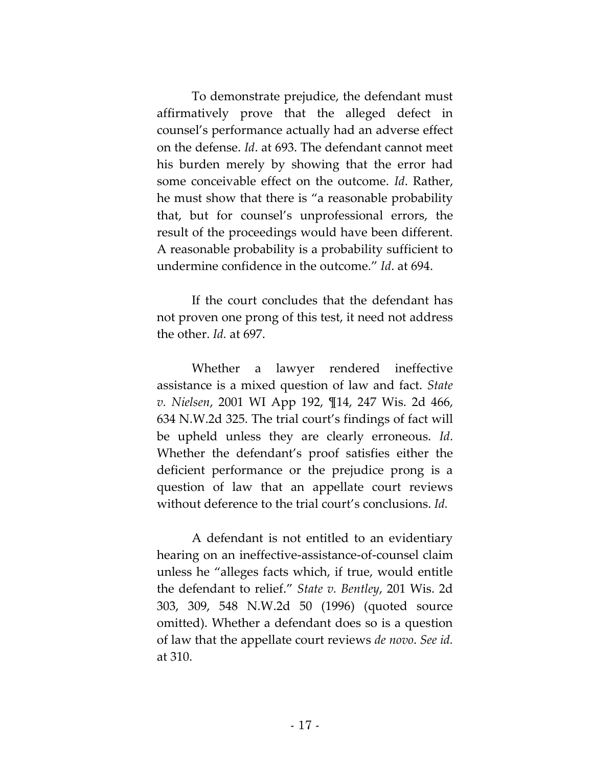To demonstrate prejudice, the defendant must affirmatively prove that the alleged defect in counsel's performance actually had an adverse effect on the defense. *Id*. at 693. The defendant cannot meet his burden merely by showing that the error had some conceivable effect on the outcome. *Id*. Rather, he must show that there is "a reasonable probability that, but for counsel's unprofessional errors, the result of the proceedings would have been different. A reasonable probability is a probability sufficient to undermine confidence in the outcome." *Id*. at 694.

If the court concludes that the defendant has not proven one prong of this test, it need not address the other. *Id.* at 697.

Whether a lawyer rendered ineffective assistance is a mixed question of law and fact. *State v. Nielsen*, 2001 WI App 192, ¶14, 247 Wis. 2d 466, 634 N.W.2d 325. The trial court's findings of fact will be upheld unless they are clearly erroneous. *Id*. Whether the defendant's proof satisfies either the deficient performance or the prejudice prong is a question of law that an appellate court reviews without deference to the trial court's conclusions. *Id.*

A defendant is not entitled to an evidentiary hearing on an ineffective-assistance-of-counsel claim unless he "alleges facts which, if true, would entitle the defendant to relief." *State v. Bentley*, 201 Wis. 2d 303, 309, 548 N.W.2d 50 (1996) (quoted source omitted). Whether a defendant does so is a question of law that the appellate court reviews *de novo*. *See id.* at 310.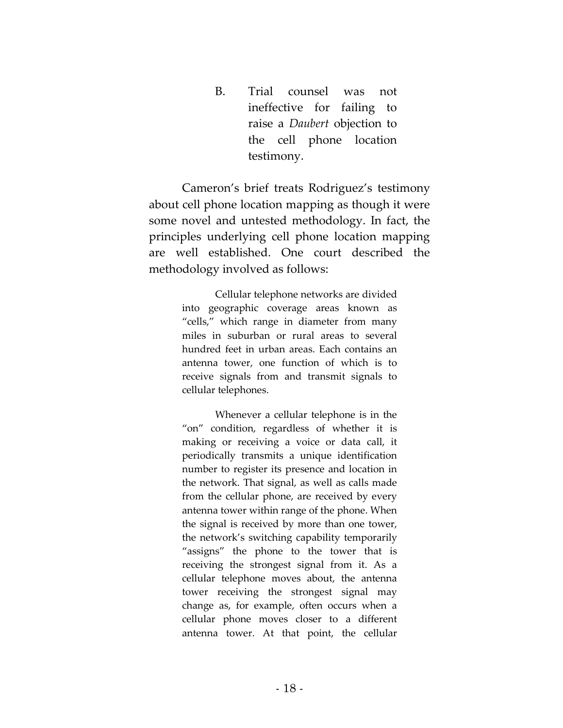B. Trial counsel was not ineffective for failing to raise a *Daubert* objection to the cell phone location testimony.

Cameron's brief treats Rodriguez's testimony about cell phone location mapping as though it were some novel and untested methodology. In fact, the principles underlying cell phone location mapping are well established. One court described the methodology involved as follows:

> Cellular telephone networks are divided into geographic coverage areas known as "cells," which range in diameter from many miles in suburban or rural areas to several hundred feet in urban areas. Each contains an antenna tower, one function of which is to receive signals from and transmit signals to cellular telephones.
>
> Whenever a cellular telephone is in the "on" condition, regardless of whether it is making or receiving a voice or data call, it periodically transmits a unique identification number to register its presence and location in the network. That signal, as well as calls made from the cellular phone, are received by every antenna tower within range of the phone. When the signal is received by more than one tower, the network's switching capability temporarily "assigns" the phone to the tower that is receiving the strongest signal from it. As a cellular telephone moves about, the antenna tower receiving the strongest signal may change as, for example, often occurs when a cellular phone moves closer to a different antenna tower. At that point, the cellular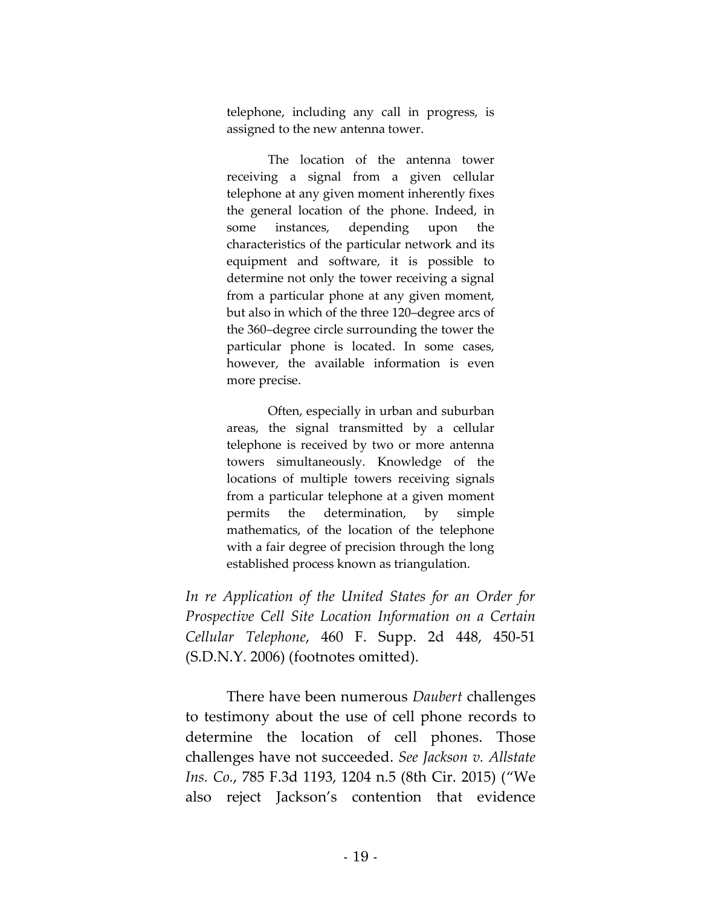> telephone, including any call in progress, is assigned to the new antenna tower.
>
> The location of the antenna tower receiving a signal from a given cellular telephone at any given moment inherently fixes the general location of the phone. Indeed, in some instances, depending upon the characteristics of the particular network and its equipment and software, it is possible to determine not only the tower receiving a signal from a particular phone at any given moment, but also in which of the three 120–degree arcs of the 360–degree circle surrounding the tower the particular phone is located. In some cases, however, the available information is even more precise.
>
> Often, especially in urban and suburban areas, the signal transmitted by a cellular telephone is received by two or more antenna towers simultaneously. Knowledge of the locations of multiple towers receiving signals from a particular telephone at a given moment permits the determination, by simple mathematics, of the location of the telephone with a fair degree of precision through the long established process known as triangulation.

*In re Application of the United States for an Order for Prospective Cell Site Location Information on a Certain Cellular Telephone*, 460 F. Supp. 2d 448, 450-51 (S.D.N.Y. 2006) (footnotes omitted).

There have been numerous *Daubert* challenges to testimony about the use of cell phone records to determine the location of cell phones. Those challenges have not succeeded. *See Jackson v. Allstate Ins. Co.*, 785 F.3d 1193, 1204 n.5 (8th Cir. 2015) ("We also reject Jackson's contention that evidence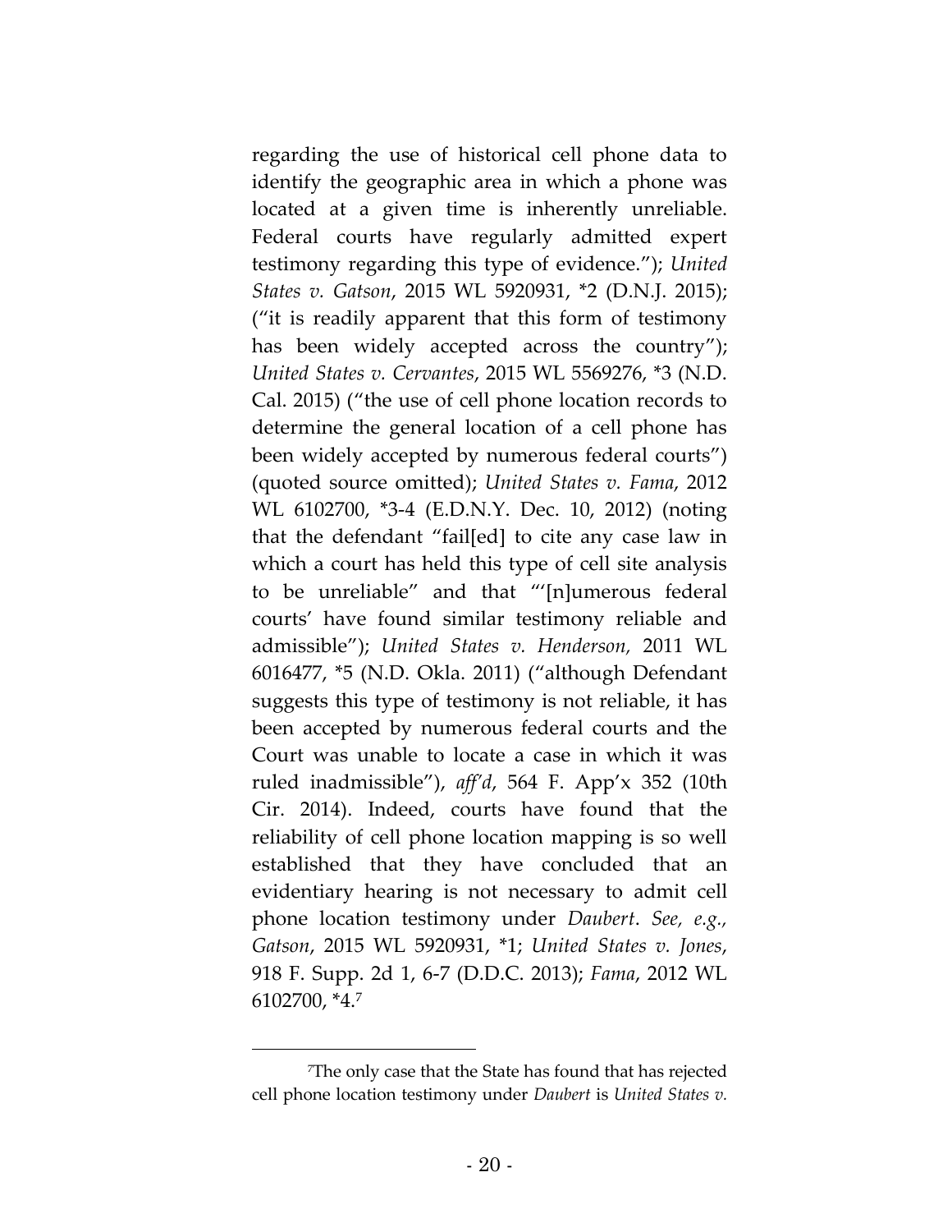regarding the use of historical cell phone data to identify the geographic area in which a phone was located at a given time is inherently unreliable. Federal courts have regularly admitted expert testimony regarding this type of evidence."); *United States v. Gatson*, 2015 WL 5920931, *2 (D.N.J. 2015); ("it is readily apparent that this form of testimony has been widely accepted across the country"); *United States v. Cervantes*, 2015 WL 5569276, *3 (N.D. Cal. 2015) ("the use of cell phone location records to determine the general location of a cell phone has been widely accepted by numerous federal courts") (quoted source omitted); *United States v. Fama*, 2012 WL 6102700, *3-4 (E.D.N.Y. Dec. 10, 2012) (noting that the defendant "fail[ed] to cite any case law in which a court has held this type of cell site analysis to be unreliable" and that "'[n]umerous federal courts' have found similar testimony reliable and admissible"); *United States v. Henderson,* 2011 WL 6016477, *5 (N.D. Okla. 2011) ("although Defendant suggests this type of testimony is not reliable, it has been accepted by numerous federal courts and the Court was unable to locate a case in which it was ruled inadmissible"), *aff'd*, 564 F. App'x 352 (10th Cir. 2014). Indeed, courts have found that the reliability of cell phone location mapping is so well established that they have concluded that an evidentiary hearing is not necessary to admit cell phone location testimony under *Daubert*. *See, e.g.*, *Gatson*, 2015 WL 5920931, *1; *United States v. Jones*, 918 F. Supp. 2d 1, 6-7 (D.D.C. 2013); *Fama*, 2012 WL 6102700, *4.[7]

---

[7]The only case that the State has found that has rejected cell phone location testimony under *Daubert* is *United States v.*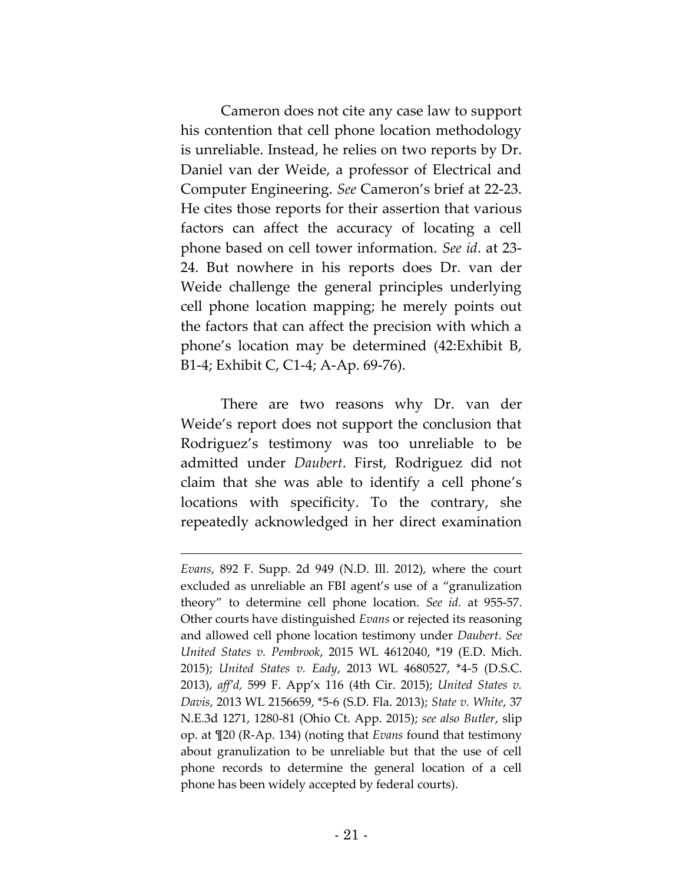Cameron does not cite any case law to support his contention that cell phone location methodology is unreliable. Instead, he relies on two reports by Dr. Daniel van der Weide, a professor of Electrical and Computer Engineering. *See* Cameron's brief at 22-23. He cites those reports for their assertion that various factors can affect the accuracy of locating a cell phone based on cell tower information. *See id*. at 23-24. But nowhere in his reports does Dr. van der Weide challenge the general principles underlying cell phone location mapping; he merely points out the factors that can affect the precision with which a phone's location may be determined (42:Exhibit B, B1-4; Exhibit C, C1-4; A-Ap. 69-76).

There are two reasons why Dr. van der Weide's report does not support the conclusion that Rodriguez's testimony was too unreliable to be admitted under *Daubert*. First, Rodriguez did not claim that she was able to identify a cell phone's locations with specificity. To the contrary, she repeatedly acknowledged in her direct examination

---

*Evans*, 892 F. Supp. 2d 949 (N.D. Ill. 2012), where the court excluded as unreliable an FBI agent's use of a "granulization theory" to determine cell phone location. *See id.* at 955-57. Other courts have distinguished *Evans* or rejected its reasoning and allowed cell phone location testimony under *Daubert*. *See United States v. Pembrook*, 2015 WL 4612040, *19 (E.D. Mich. 2015); *United States v. Eady*, 2013 WL 4680527, *4-5 (D.S.C. 2013), *aff'd,* 599 F. App'x 116 (4th Cir. 2015); *United States v. Davis*, 2013 WL 2156659, *5-6 (S.D. Fla. 2013); *State v. White*, 37 N.E.3d 1271, 1280-81 (Ohio Ct. App. 2015); *see also Butler*, slip op. at ¶20 (R-Ap. 134) (noting that *Evans* found that testimony about granulization to be unreliable but that the use of cell phone records to determine the general location of a cell phone has been widely accepted by federal courts).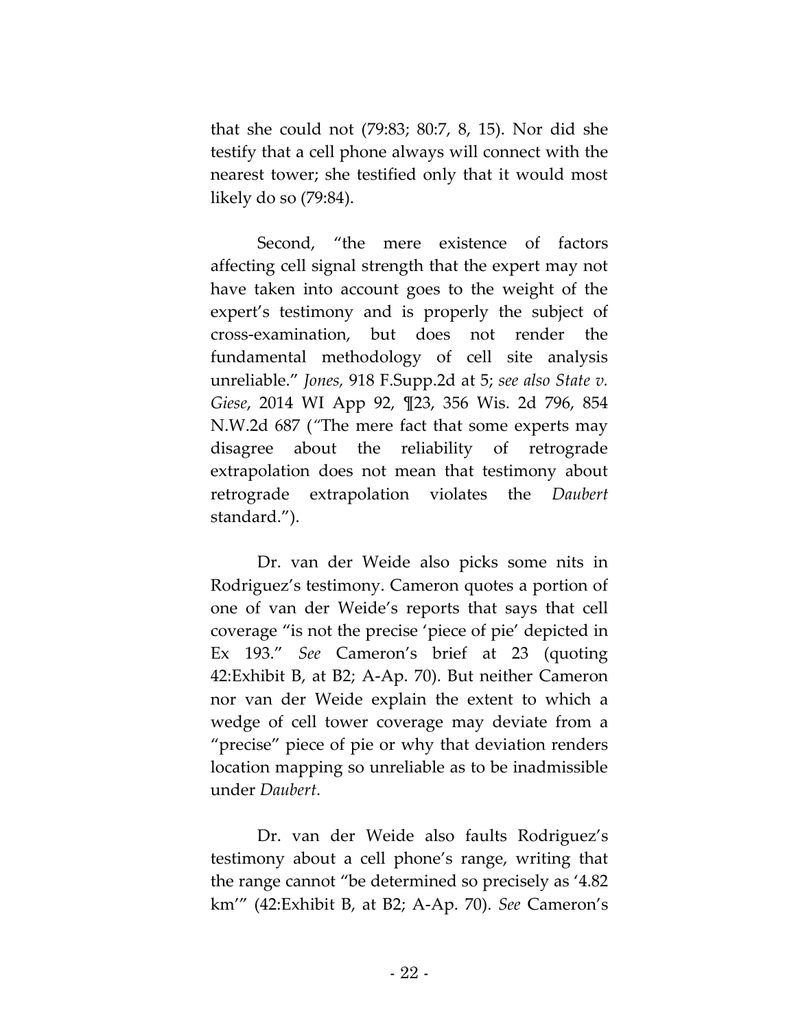that she could not (79:83; 80:7, 8, 15). Nor did she testify that a cell phone always will connect with the nearest tower; she testified only that it would most likely do so (79:84).

Second, "the mere existence of factors affecting cell signal strength that the expert may not have taken into account goes to the weight of the expert's testimony and is properly the subject of cross-examination, but does not render the fundamental methodology of cell site analysis unreliable." *Jones,* 918 F.Supp.2d at 5; *see also State v. Giese*, 2014 WI App 92, ¶23, 356 Wis. 2d 796, 854 N.W.2d 687 ("The mere fact that some experts may disagree about the reliability of retrograde extrapolation does not mean that testimony about retrograde extrapolation violates the *Daubert* standard.").

Dr. van der Weide also picks some nits in Rodriguez's testimony. Cameron quotes a portion of one of van der Weide's reports that says that cell coverage "is not the precise 'piece of pie' depicted in Ex 193." *See* Cameron's brief at 23 (quoting 42:Exhibit B, at B2; A-Ap. 70). But neither Cameron nor van der Weide explain the extent to which a wedge of cell tower coverage may deviate from a "precise" piece of pie or why that deviation renders location mapping so unreliable as to be inadmissible under *Daubert*.

Dr. van der Weide also faults Rodriguez's testimony about a cell phone's range, writing that the range cannot "be determined so precisely as '4.82 km'" (42:Exhibit B, at B2; A-Ap. 70). *See* Cameron's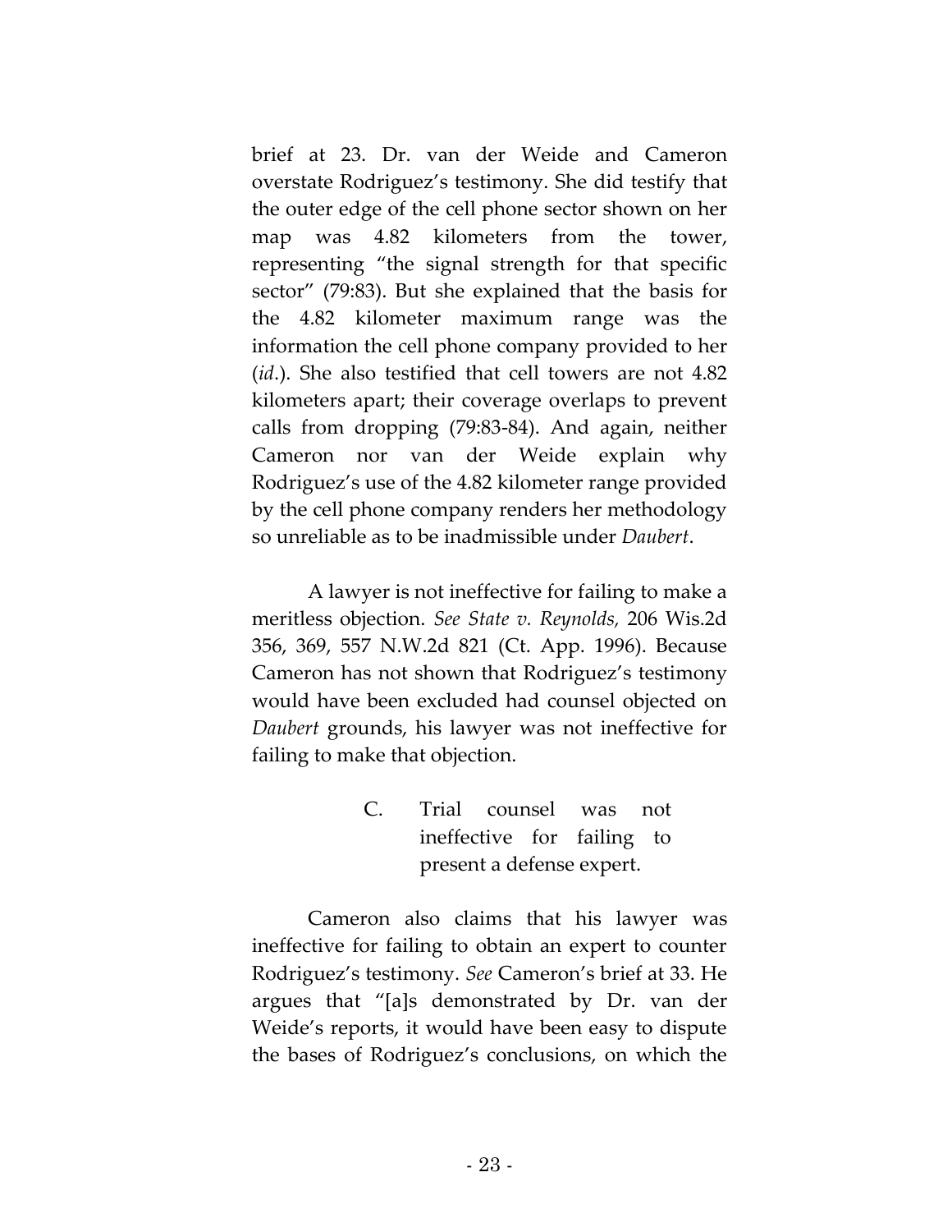brief at 23. Dr. van der Weide and Cameron overstate Rodriguez's testimony. She did testify that the outer edge of the cell phone sector shown on her map was 4.82 kilometers from the tower, representing "the signal strength for that specific sector" (79:83). But she explained that the basis for the 4.82 kilometer maximum range was the information the cell phone company provided to her (*id*.). She also testified that cell towers are not 4.82 kilometers apart; their coverage overlaps to prevent calls from dropping (79:83-84). And again, neither Cameron nor van der Weide explain why Rodriguez's use of the 4.82 kilometer range provided by the cell phone company renders her methodology so unreliable as to be inadmissible under *Daubert*.

A lawyer is not ineffective for failing to make a meritless objection. *See State v. Reynolds,* 206 Wis.2d 356, 369, 557 N.W.2d 821 (Ct. App. 1996). Because Cameron has not shown that Rodriguez's testimony would have been excluded had counsel objected on *Daubert* grounds, his lawyer was not ineffective for failing to make that objection.

### C. Trial counsel was not ineffective for failing to present a defense expert.

Cameron also claims that his lawyer was ineffective for failing to obtain an expert to counter Rodriguez's testimony. *See* Cameron's brief at 33. He argues that "[a]s demonstrated by Dr. van der Weide's reports, it would have been easy to dispute the bases of Rodriguez's conclusions, on which the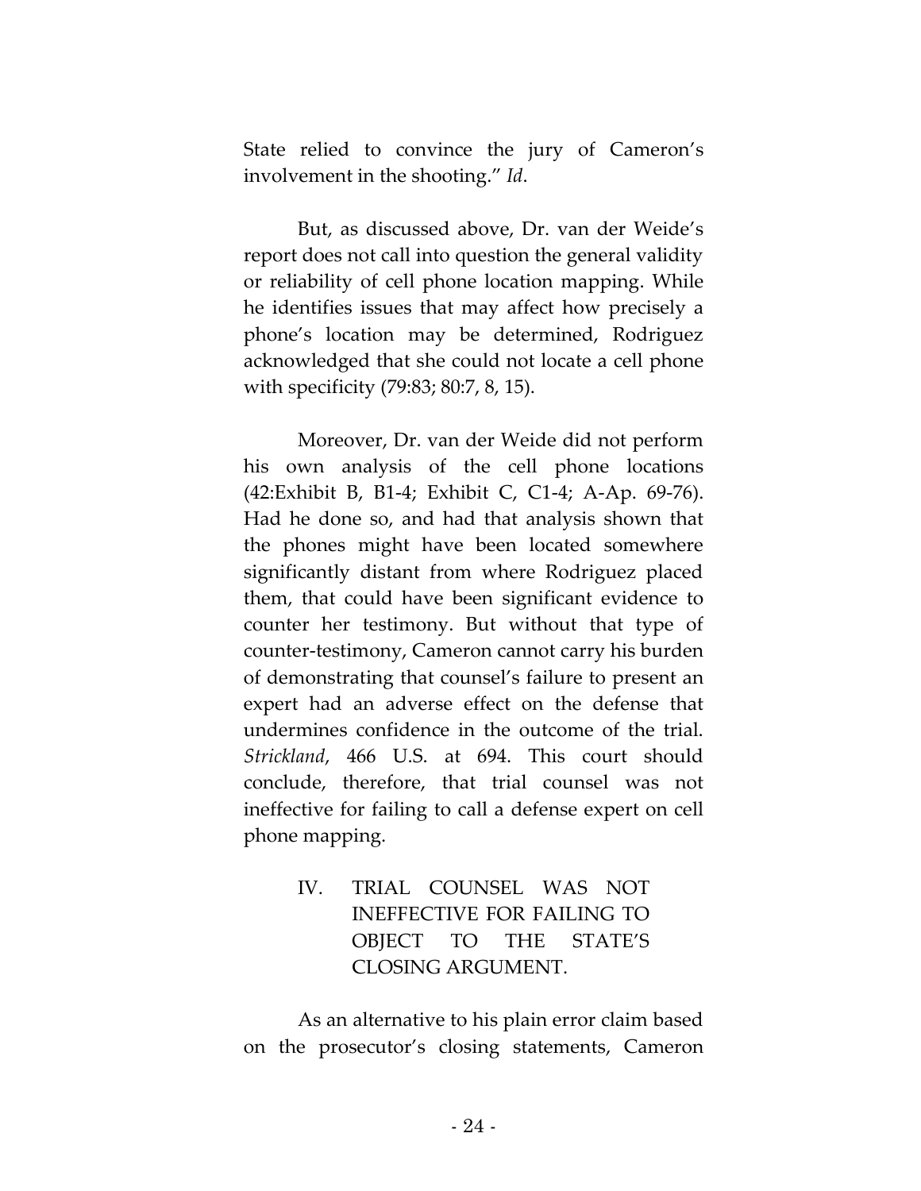State relied to convince the jury of Cameron's involvement in the shooting." *Id*.

But, as discussed above, Dr. van der Weide's report does not call into question the general validity or reliability of cell phone location mapping. While he identifies issues that may affect how precisely a phone's location may be determined, Rodriguez acknowledged that she could not locate a cell phone with specificity (79:83; 80:7, 8, 15).

Moreover, Dr. van der Weide did not perform his own analysis of the cell phone locations (42:Exhibit B, B1-4; Exhibit C, C1-4; A-Ap. 69-76). Had he done so, and had that analysis shown that the phones might have been located somewhere significantly distant from where Rodriguez placed them, that could have been significant evidence to counter her testimony. But without that type of counter-testimony, Cameron cannot carry his burden of demonstrating that counsel's failure to present an expert had an adverse effect on the defense that undermines confidence in the outcome of the trial. *Strickland*, 466 U.S. at 694. This court should conclude, therefore, that trial counsel was not ineffective for failing to call a defense expert on cell phone mapping.

## IV. TRIAL COUNSEL WAS NOT INEFFECTIVE FOR FAILING TO OBJECT TO THE STATE'S CLOSING ARGUMENT.

As an alternative to his plain error claim based on the prosecutor's closing statements, Cameron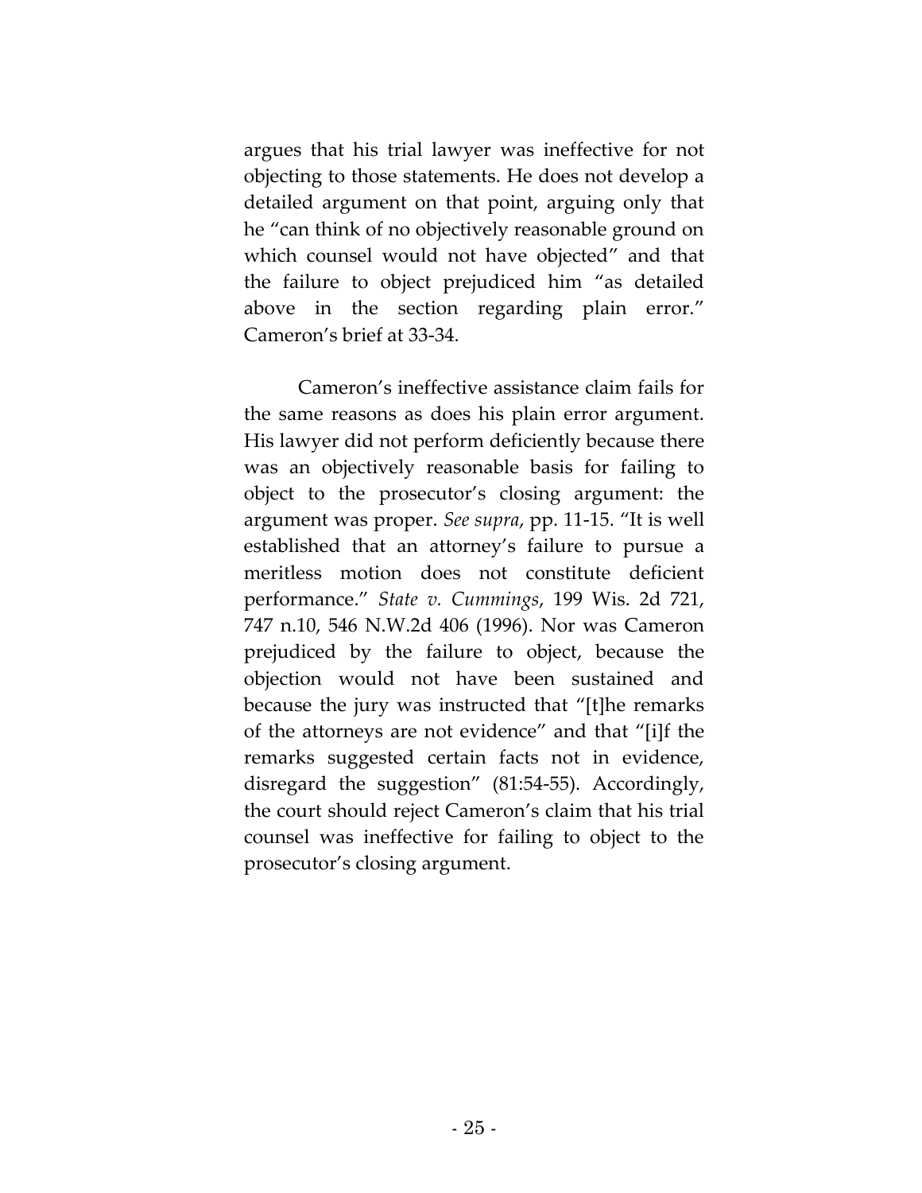argues that his trial lawyer was ineffective for not objecting to those statements. He does not develop a detailed argument on that point, arguing only that he "can think of no objectively reasonable ground on which counsel would not have objected" and that the failure to object prejudiced him "as detailed above in the section regarding plain error." Cameron's brief at 33-34.

Cameron's ineffective assistance claim fails for the same reasons as does his plain error argument. His lawyer did not perform deficiently because there was an objectively reasonable basis for failing to object to the prosecutor's closing argument: the argument was proper. *See supra*, pp. 11-15. "It is well established that an attorney's failure to pursue a meritless motion does not constitute deficient performance." *State v. Cummings*, 199 Wis. 2d 721, 747 n.10, 546 N.W.2d 406 (1996). Nor was Cameron prejudiced by the failure to object, because the objection would not have been sustained and because the jury was instructed that "[t]he remarks of the attorneys are not evidence" and that "[i]f the remarks suggested certain facts not in evidence, disregard the suggestion" (81:54-55). Accordingly, the court should reject Cameron's claim that his trial counsel was ineffective for failing to object to the prosecutor's closing argument.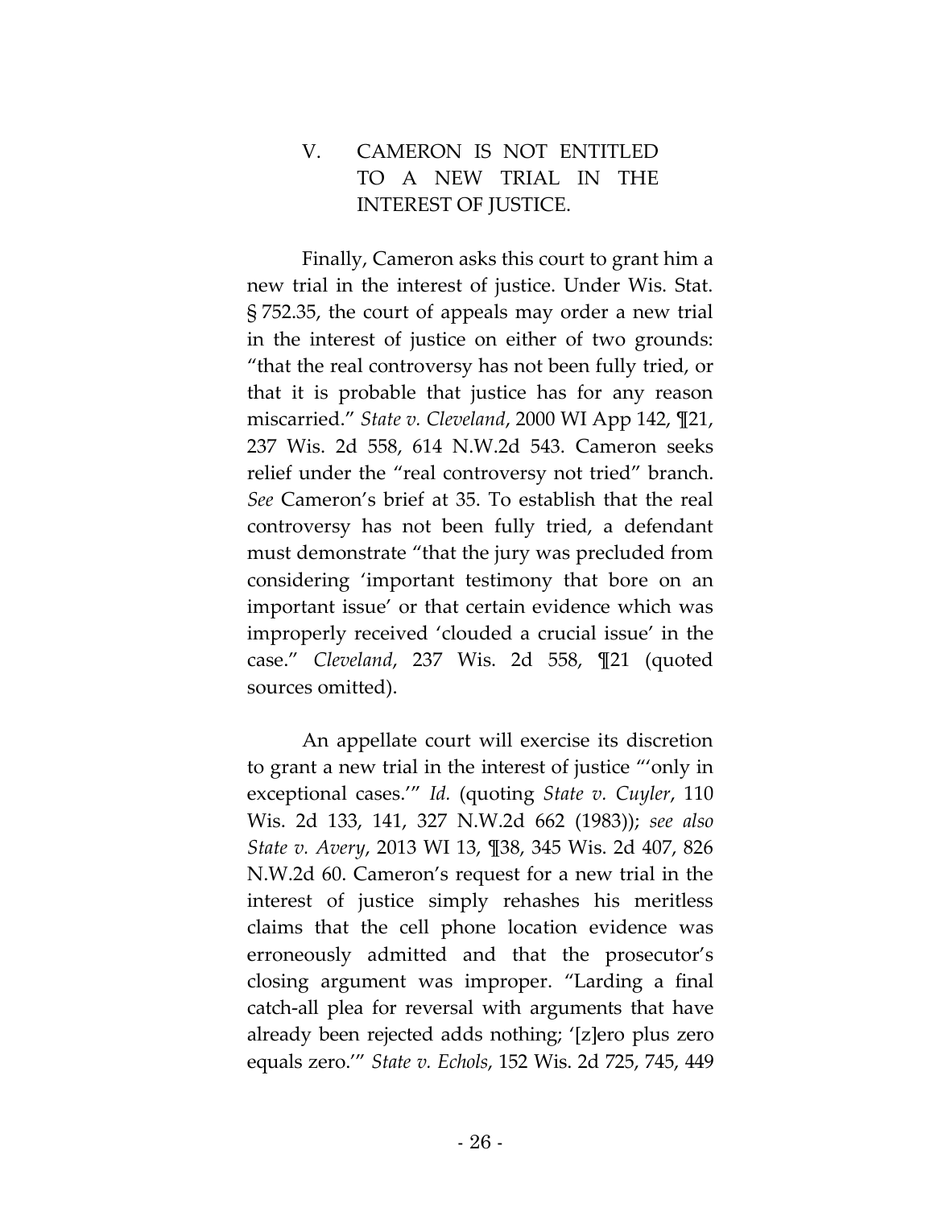## V. CAMERON IS NOT ENTITLED TO A NEW TRIAL IN THE INTEREST OF JUSTICE.

Finally, Cameron asks this court to grant him a new trial in the interest of justice. Under Wis. Stat. § 752.35, the court of appeals may order a new trial in the interest of justice on either of two grounds: "that the real controversy has not been fully tried, or that it is probable that justice has for any reason miscarried." *State v. Cleveland*, 2000 WI App 142, ¶21, 237 Wis. 2d 558, 614 N.W.2d 543. Cameron seeks relief under the "real controversy not tried" branch. *See* Cameron's brief at 35. To establish that the real controversy has not been fully tried, a defendant must demonstrate "that the jury was precluded from considering 'important testimony that bore on an important issue' or that certain evidence which was improperly received 'clouded a crucial issue' in the case." *Cleveland*, 237 Wis. 2d 558, ¶21 (quoted sources omitted).

An appellate court will exercise its discretion to grant a new trial in the interest of justice "'only in exceptional cases.'" *Id.* (quoting *State v. Cuyler*, 110 Wis. 2d 133, 141, 327 N.W.2d 662 (1983)); *see also State v. Avery*, 2013 WI 13, ¶38, 345 Wis. 2d 407, 826 N.W.2d 60. Cameron's request for a new trial in the interest of justice simply rehashes his meritless claims that the cell phone location evidence was erroneously admitted and that the prosecutor's closing argument was improper. "Larding a final catch-all plea for reversal with arguments that have already been rejected adds nothing; '[z]ero plus zero equals zero.'" *State v. Echols*, 152 Wis. 2d 725, 745, 449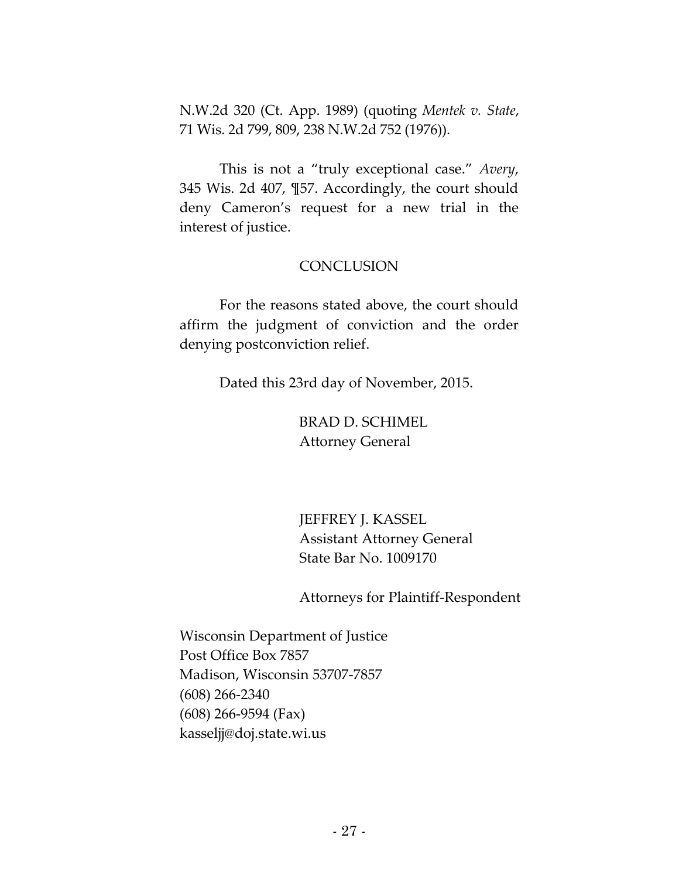N.W.2d 320 (Ct. App. 1989) (quoting *Mentek v. State*, 71 Wis. 2d 799, 809, 238 N.W.2d 752 (1976)).

This is not a "truly exceptional case." *Avery*, 345 Wis. 2d 407, ¶57. Accordingly, the court should deny Cameron's request for a new trial in the interest of justice.

## CONCLUSION

For the reasons stated above, the court should affirm the judgment of conviction and the order denying postconviction relief.

Dated this 23rd day of November, 2015.

BRAD D. SCHIMEL
Attorney General

JEFFREY J. KASSEL
Assistant Attorney General
State Bar No. 1009170

Attorneys for Plaintiff-Respondent

Wisconsin Department of Justice
Post Office Box 7857
Madison, Wisconsin 53707-7857
(608) 266-2340
(608) 266-9594 (Fax)
kasseljj@doj.state.wi.us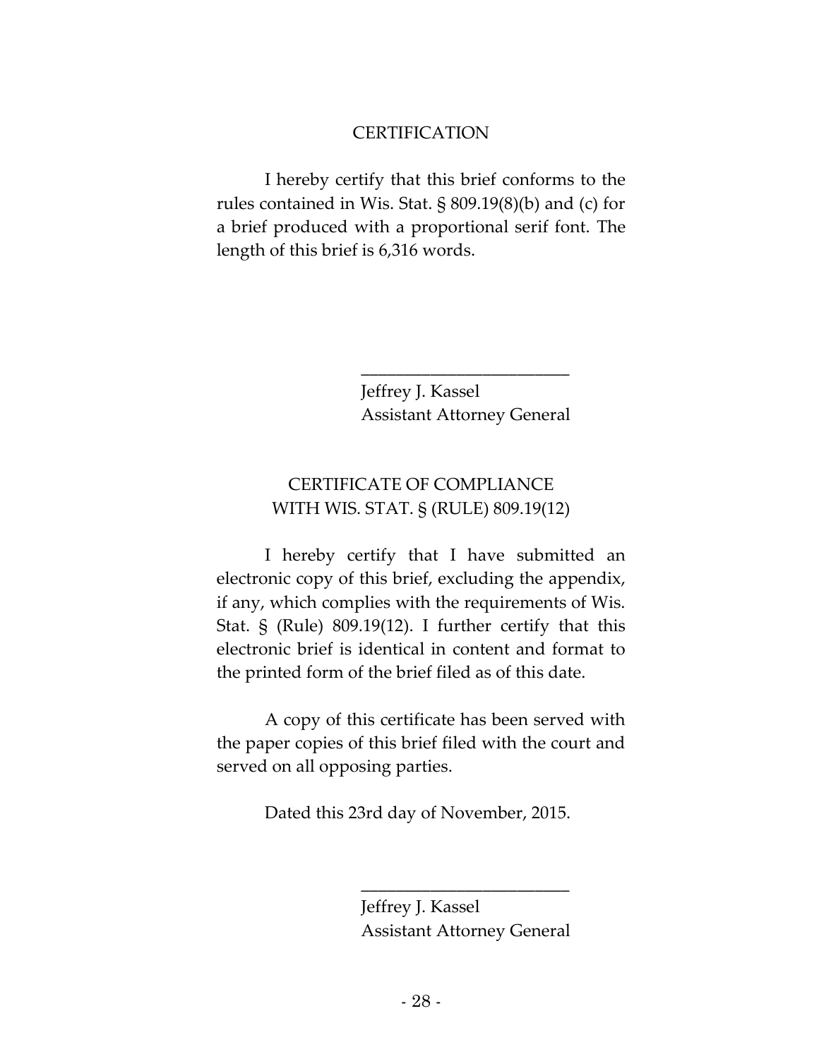## CERTIFICATION

I hereby certify that this brief conforms to the rules contained in Wis. Stat. § 809.19(8)(b) and (c) for a brief produced with a proportional serif font. The length of this brief is 6,316 words.

\_\_\_\_\_\_\_\_\_\_\_\_\_\_\_\_\_\_\_\_\_\_\_\_\_\_\_

Jeffrey J. Kassel
Assistant Attorney General

## CERTIFICATE OF COMPLIANCE WITH WIS. STAT. § (RULE) 809.19(12)

I hereby certify that I have submitted an electronic copy of this brief, excluding the appendix, if any, which complies with the requirements of Wis. Stat. § (Rule) 809.19(12). I further certify that this electronic brief is identical in content and format to the printed form of the brief filed as of this date.

A copy of this certificate has been served with the paper copies of this brief filed with the court and served on all opposing parties.

Dated this 23rd day of November, 2015.

\_\_\_\_\_\_\_\_\_\_\_\_\_\_\_\_\_\_\_\_\_\_\_\_\_\_\_

Jeffrey J. Kassel
Assistant Attorney General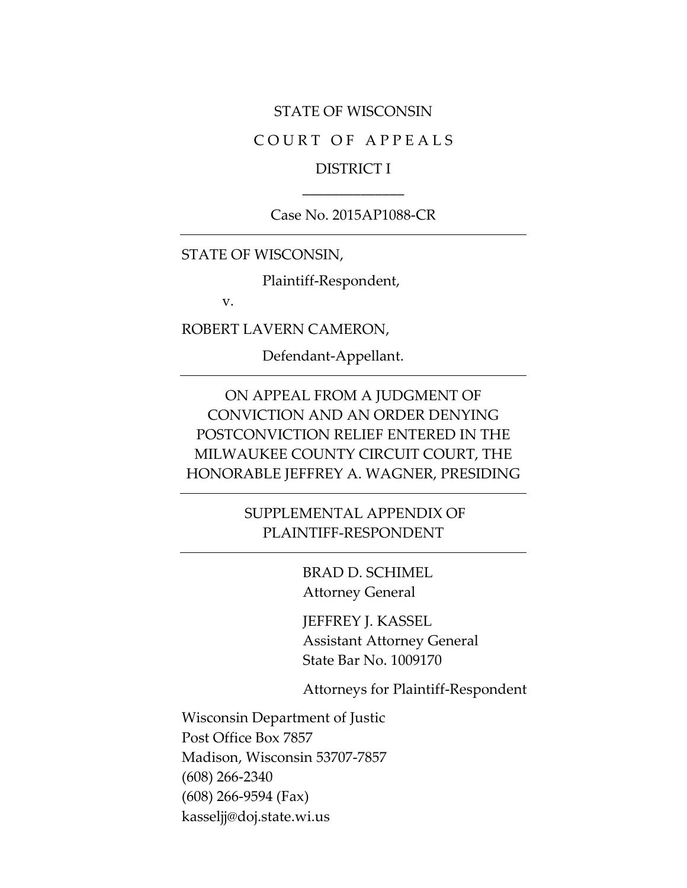STATE OF WISCONSIN

C O U R T  O F  A P P E A L S

DISTRICT I

______________

Case No. 2015AP1088-CR

---

STATE OF WISCONSIN,

Plaintiff-Respondent,

v.

ROBERT LAVERN CAMERON,

Defendant-Appellant.

---

ON APPEAL FROM A JUDGMENT OF CONVICTION AND AN ORDER DENYING POSTCONVICTION RELIEF ENTERED IN THE MILWAUKEE COUNTY CIRCUIT COURT, THE HONORABLE JEFFREY A. WAGNER, PRESIDING

---

SUPPLEMENTAL APPENDIX OF PLAINTIFF-RESPONDENT

---

BRAD D. SCHIMEL
Attorney General

JEFFREY J. KASSEL
Assistant Attorney General
State Bar No. 1009170

Attorneys for Plaintiff-Respondent

Wisconsin Department of Justic
Post Office Box 7857
Madison, Wisconsin 53707-7857
(608) 266-2340
(608) 266-9594 (Fax)
kasseljj@doj.state.wi.us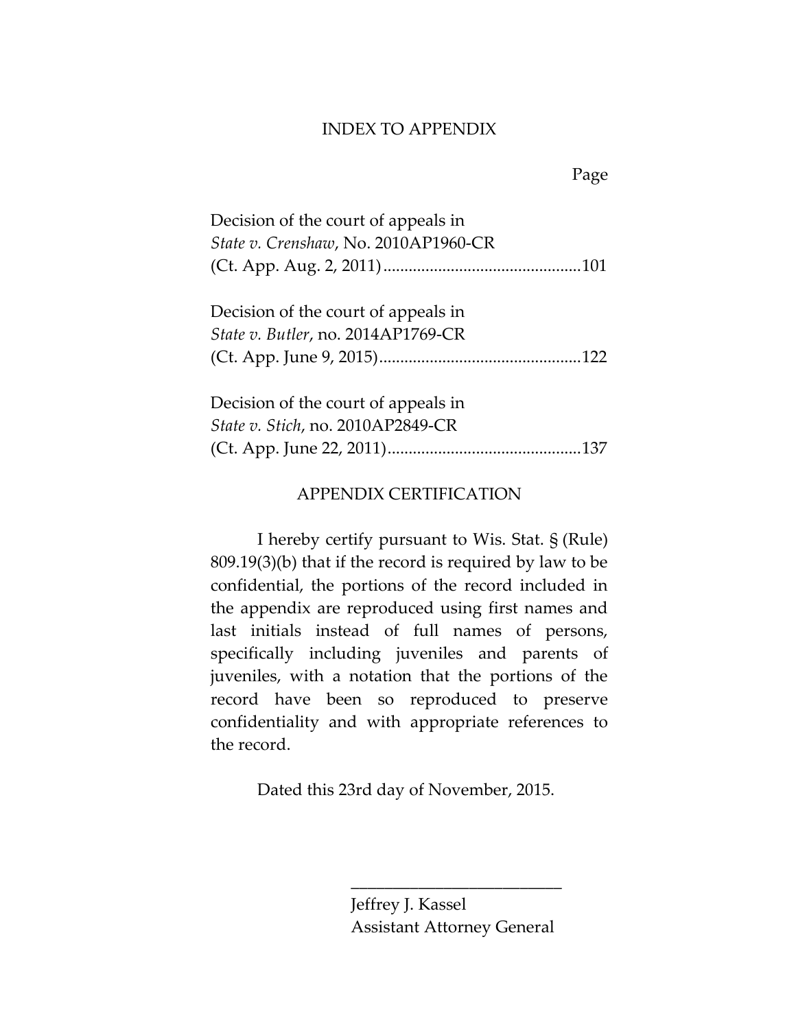# INDEX TO APPENDIX

Page

Decision of the court of appeals in
*State v. Crenshaw*, No. 2010AP1960-CR
(Ct. App. Aug. 2, 2011)..............................................101

Decision of the court of appeals in
*State v. Butler*, no. 2014AP1769-CR
(Ct. App. June 9, 2015)...............................................122

Decision of the court of appeals in
*State v. Stich*, no. 2010AP2849-CR
(Ct. App. June 22, 2011).............................................137

# APPENDIX CERTIFICATION

I hereby certify pursuant to Wis. Stat. § (Rule) 809.19(3)(b) that if the record is required by law to be confidential, the portions of the record included in the appendix are reproduced using first names and last initials instead of full names of persons, specifically including juveniles and parents of juveniles, with a notation that the portions of the record have been so reproduced to preserve confidentiality and with appropriate references to the record.

Dated this 23rd day of November, 2015.

\_\_\_\_\_\_\_\_\_\_\_\_\_\_\_\_\_\_\_\_\_\_\_\_\_\_\_
Jeffrey J. Kassel
Assistant Attorney General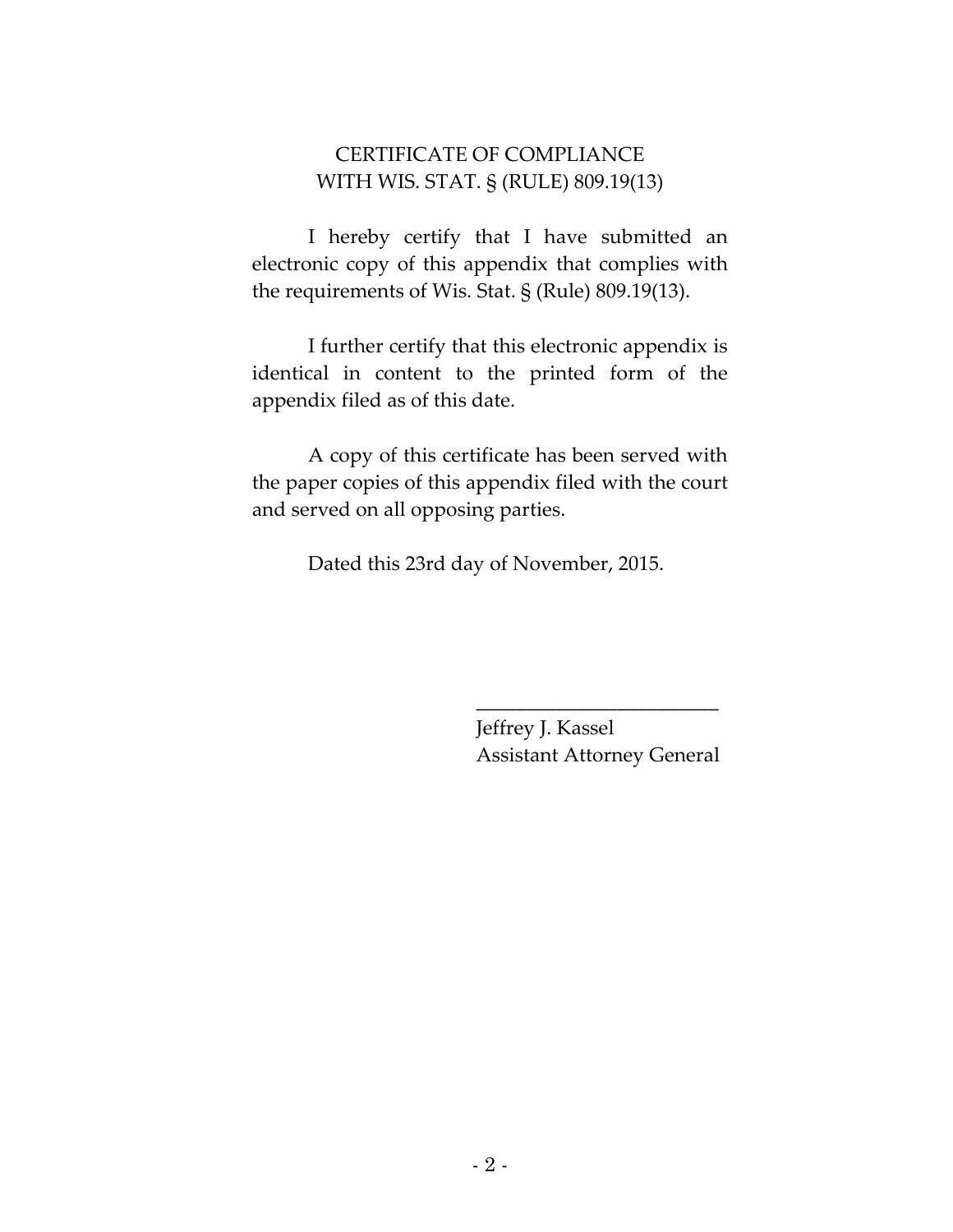## CERTIFICATE OF COMPLIANCE WITH WIS. STAT. § (RULE) 809.19(13)

I hereby certify that I have submitted an electronic copy of this appendix that complies with the requirements of Wis. Stat. § (Rule) 809.19(13).

I further certify that this electronic appendix is identical in content to the printed form of the appendix filed as of this date.

A copy of this certificate has been served with the paper copies of this appendix filed with the court and served on all opposing parties.

Dated this 23rd day of November, 2015.

\_\_\_\_\_\_\_\_\_\_\_\_\_\_\_\_\_\_\_\_\_\_\_\_\_\_

Jeffrey J. Kassel
Assistant Attorney General